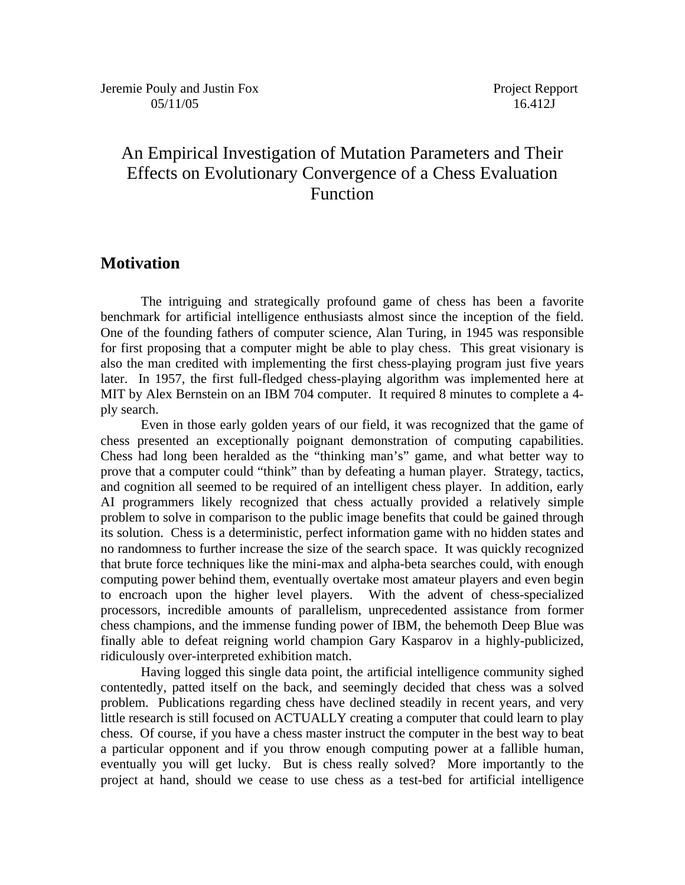Jeremie Pouly and Justin Fox
05/11/05

Project Repport
16.412J

# An Empirical Investigation of Mutation Parameters and Their Effects on Evolutionary Convergence of a Chess Evaluation Function

## Motivation

The intriguing and strategically profound game of chess has been a favorite benchmark for artificial intelligence enthusiasts almost since the inception of the field. One of the founding fathers of computer science, Alan Turing, in 1945 was responsible for first proposing that a computer might be able to play chess. This great visionary is also the man credited with implementing the first chess-playing program just five years later. In 1957, the first full-fledged chess-playing algorithm was implemented here at MIT by Alex Bernstein on an IBM 704 computer. It required 8 minutes to complete a 4-ply search.

Even in those early golden years of our field, it was recognized that the game of chess presented an exceptionally poignant demonstration of computing capabilities. Chess had long been heralded as the "thinking man's" game, and what better way to prove that a computer could "think" than by defeating a human player. Strategy, tactics, and cognition all seemed to be required of an intelligent chess player. In addition, early AI programmers likely recognized that chess actually provided a relatively simple problem to solve in comparison to the public image benefits that could be gained through its solution. Chess is a deterministic, perfect information game with no hidden states and no randomness to further increase the size of the search space. It was quickly recognized that brute force techniques like the mini-max and alpha-beta searches could, with enough computing power behind them, eventually overtake most amateur players and even begin to encroach upon the higher level players. With the advent of chess-specialized processors, incredible amounts of parallelism, unprecedented assistance from former chess champions, and the immense funding power of IBM, the behemoth Deep Blue was finally able to defeat reigning world champion Gary Kasparov in a highly-publicized, ridiculously over-interpreted exhibition match.

Having logged this single data point, the artificial intelligence community sighed contentedly, patted itself on the back, and seemingly decided that chess was a solved problem. Publications regarding chess have declined steadily in recent years, and very little research is still focused on ACTUALLY creating a computer that could learn to play chess. Of course, if you have a chess master instruct the computer in the best way to beat a particular opponent and if you throw enough computing power at a fallible human, eventually you will get lucky. But is chess really solved? More importantly to the project at hand, should we cease to use chess as a test-bed for artificial intelligence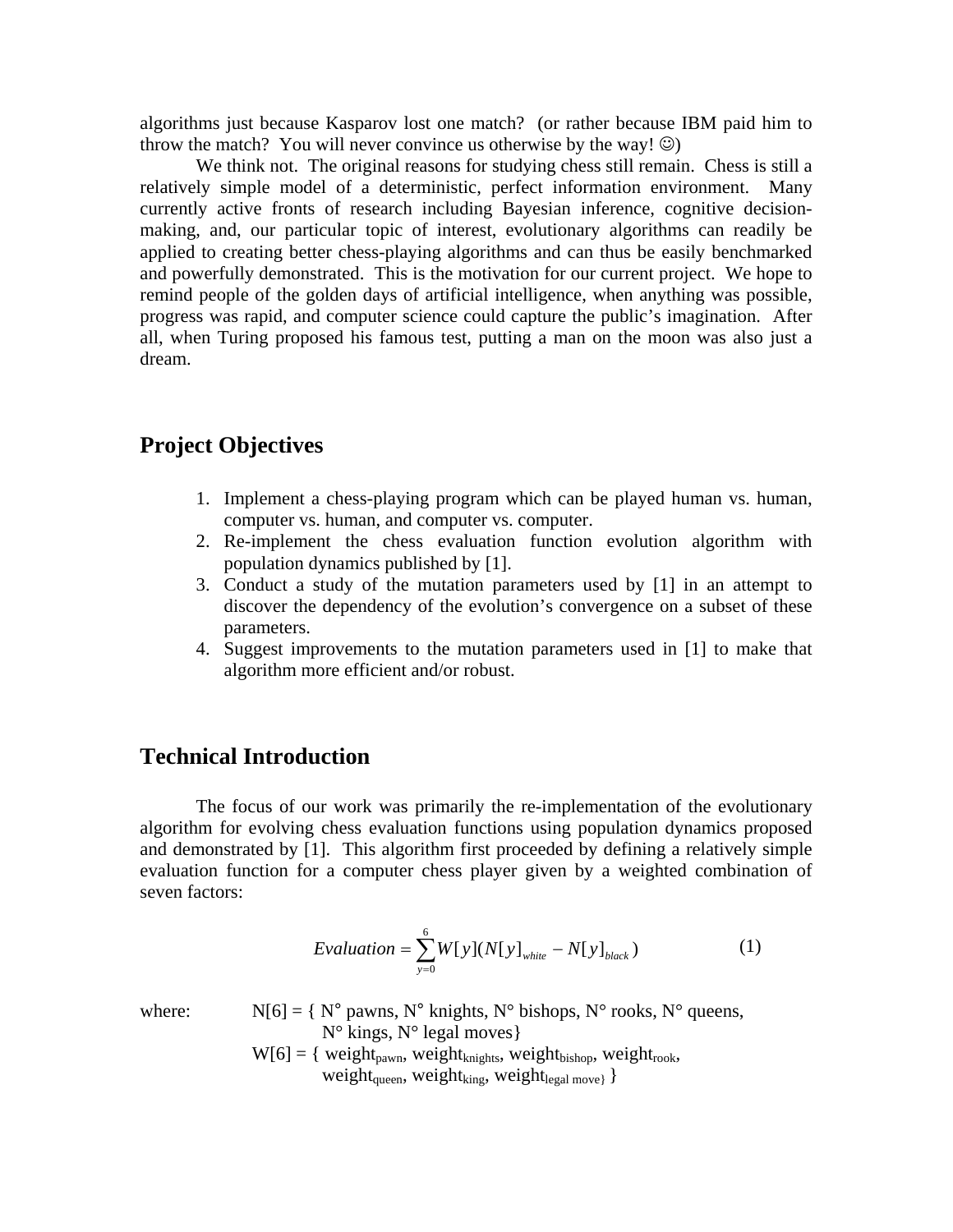algorithms just because Kasparov lost one match? (or rather because IBM paid him to throw the match? You will never convince us otherwise by the way! ☺)

We think not. The original reasons for studying chess still remain. Chess is still a relatively simple model of a deterministic, perfect information environment. Many currently active fronts of research including Bayesian inference, cognitive decision-making, and, our particular topic of interest, evolutionary algorithms can readily be applied to creating better chess-playing algorithms and can thus be easily benchmarked and powerfully demonstrated. This is the motivation for our current project. We hope to remind people of the golden days of artificial intelligence, when anything was possible, progress was rapid, and computer science could capture the public's imagination. After all, when Turing proposed his famous test, putting a man on the moon was also just a dream.

## Project Objectives

1. Implement a chess-playing program which can be played human vs. human, computer vs. human, and computer vs. computer.
2. Re-implement the chess evaluation function evolution algorithm with population dynamics published by [1].
3. Conduct a study of the mutation parameters used by [1] in an attempt to discover the dependency of the evolution's convergence on a subset of these parameters.
4. Suggest improvements to the mutation parameters used in [1] to make that algorithm more efficient and/or robust.

## Technical Introduction

The focus of our work was primarily the re-implementation of the evolutionary algorithm for evolving chess evaluation functions using population dynamics proposed and demonstrated by [1]. This algorithm first proceeded by defining a relatively simple evaluation function for a computer chess player given by a weighted combination of seven factors:

$$Evaluation = \sum_{y=0}^{6} W[y](N[y]_{white} - N[y]_{black}) \tag{1}$$

where: N[6] = { N° pawns, N° knights, N° bishops, N° rooks, N° queens, N° kings, N° legal moves}

W[6] = { $weight_{pawn}$, $weight_{knights}$, $weight_{bishop}$, $weight_{rook}$, $weight_{queen}$, $weight_{king}$, $weight_{legal\ move\}}$ }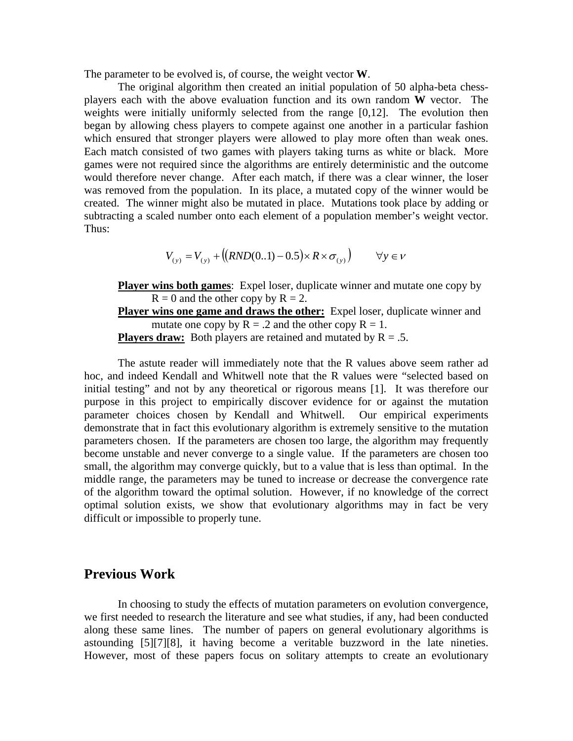The parameter to be evolved is, of course, the weight vector **W**.

The original algorithm then created an initial population of 50 alpha-beta chess-players each with the above evaluation function and its own random **W** vector. The weights were initially uniformly selected from the range [0,12]. The evolution then began by allowing chess players to compete against one another in a particular fashion which ensured that stronger players were allowed to play more often than weak ones. Each match consisted of two games with players taking turns as white or black. More games were not required since the algorithms are entirely deterministic and the outcome would therefore never change. After each match, if there was a clear winner, the loser was removed from the population. In its place, a mutated copy of the winner would be created. The winner might also be mutated in place. Mutations took place by adding or subtracting a scaled number onto each element of a population member's weight vector. Thus:

$$V_{(y)} = V_{(y)} + \left( (RND(0..1) - 0.5) \times R \times \sigma_{(y)} \right) \qquad \forall y \in \nu$$

**Player wins both games**: Expel loser, duplicate winner and mutate one copy by R = 0 and the other copy by R = 2.

**Player wins one game and draws the other:** Expel loser, duplicate winner and mutate one copy by R = .2 and the other copy R = 1.

**Players draw:** Both players are retained and mutated by R = .5.

The astute reader will immediately note that the R values above seem rather ad hoc, and indeed Kendall and Whitwell note that the R values were "selected based on initial testing" and not by any theoretical or rigorous means [1]. It was therefore our purpose in this project to empirically discover evidence for or against the mutation parameter choices chosen by Kendall and Whitwell. Our empirical experiments demonstrate that in fact this evolutionary algorithm is extremely sensitive to the mutation parameters chosen. If the parameters are chosen too large, the algorithm may frequently become unstable and never converge to a single value. If the parameters are chosen too small, the algorithm may converge quickly, but to a value that is less than optimal. In the middle range, the parameters may be tuned to increase or decrease the convergence rate of the algorithm toward the optimal solution. However, if no knowledge of the correct optimal solution exists, we show that evolutionary algorithms may in fact be very difficult or impossible to properly tune.

## Previous Work

In choosing to study the effects of mutation parameters on evolution convergence, we first needed to research the literature and see what studies, if any, had been conducted along these same lines. The number of papers on general evolutionary algorithms is astounding [5][7][8], it having become a veritable buzzword in the late nineties. However, most of these papers focus on solitary attempts to create an evolutionary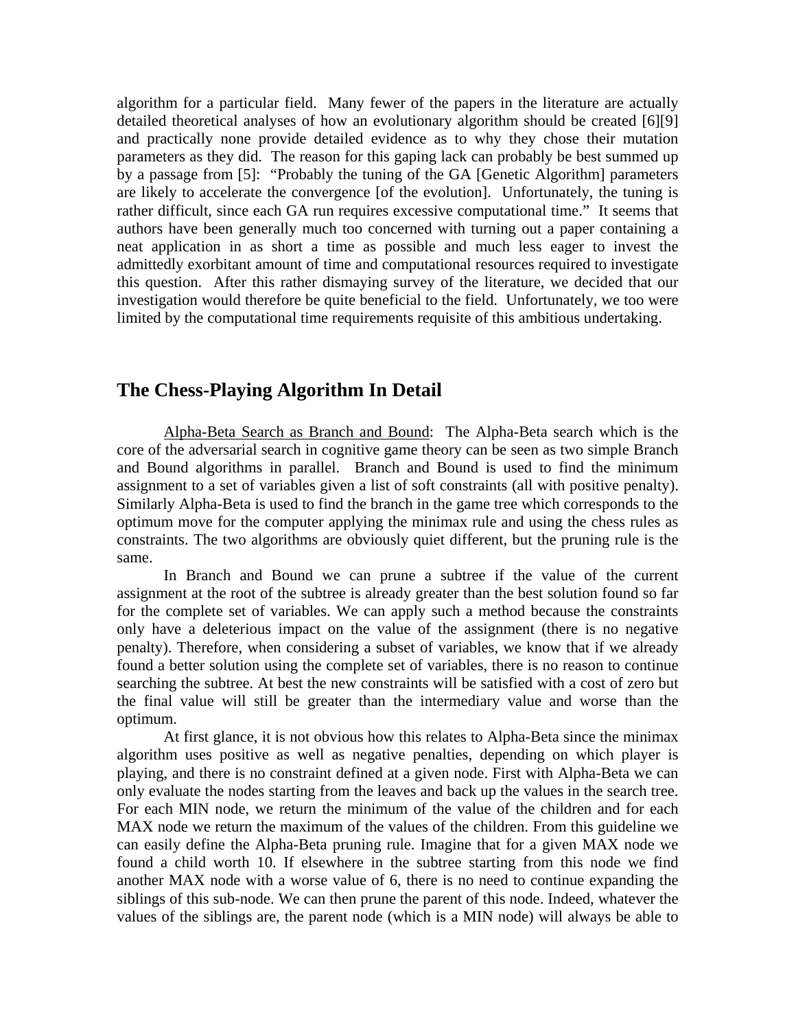algorithm for a particular field. Many fewer of the papers in the literature are actually detailed theoretical analyses of how an evolutionary algorithm should be created [6][9] and practically none provide detailed evidence as to why they chose their mutation parameters as they did. The reason for this gaping lack can probably be best summed up by a passage from [5]: "Probably the tuning of the GA [Genetic Algorithm] parameters are likely to accelerate the convergence [of the evolution]. Unfortunately, the tuning is rather difficult, since each GA run requires excessive computational time." It seems that authors have been generally much too concerned with turning out a paper containing a neat application in as short a time as possible and much less eager to invest the admittedly exorbitant amount of time and computational resources required to investigate this question. After this rather dismaying survey of the literature, we decided that our investigation would therefore be quite beneficial to the field. Unfortunately, we too were limited by the computational time requirements requisite of this ambitious undertaking.

## The Chess-Playing Algorithm In Detail

Alpha-Beta Search as Branch and Bound: The Alpha-Beta search which is the core of the adversarial search in cognitive game theory can be seen as two simple Branch and Bound algorithms in parallel. Branch and Bound is used to find the minimum assignment to a set of variables given a list of soft constraints (all with positive penalty). Similarly Alpha-Beta is used to find the branch in the game tree which corresponds to the optimum move for the computer applying the minimax rule and using the chess rules as constraints. The two algorithms are obviously quiet different, but the pruning rule is the same.

In Branch and Bound we can prune a subtree if the value of the current assignment at the root of the subtree is already greater than the best solution found so far for the complete set of variables. We can apply such a method because the constraints only have a deleterious impact on the value of the assignment (there is no negative penalty). Therefore, when considering a subset of variables, we know that if we already found a better solution using the complete set of variables, there is no reason to continue searching the subtree. At best the new constraints will be satisfied with a cost of zero but the final value will still be greater than the intermediary value and worse than the optimum.

At first glance, it is not obvious how this relates to Alpha-Beta since the minimax algorithm uses positive as well as negative penalties, depending on which player is playing, and there is no constraint defined at a given node. First with Alpha-Beta we can only evaluate the nodes starting from the leaves and back up the values in the search tree. For each MIN node, we return the minimum of the value of the children and for each MAX node we return the maximum of the values of the children. From this guideline we can easily define the Alpha-Beta pruning rule. Imagine that for a given MAX node we found a child worth 10. If elsewhere in the subtree starting from this node we find another MAX node with a worse value of 6, there is no need to continue expanding the siblings of this sub-node. We can then prune the parent of this node. Indeed, whatever the values of the siblings are, the parent node (which is a MIN node) will always be able to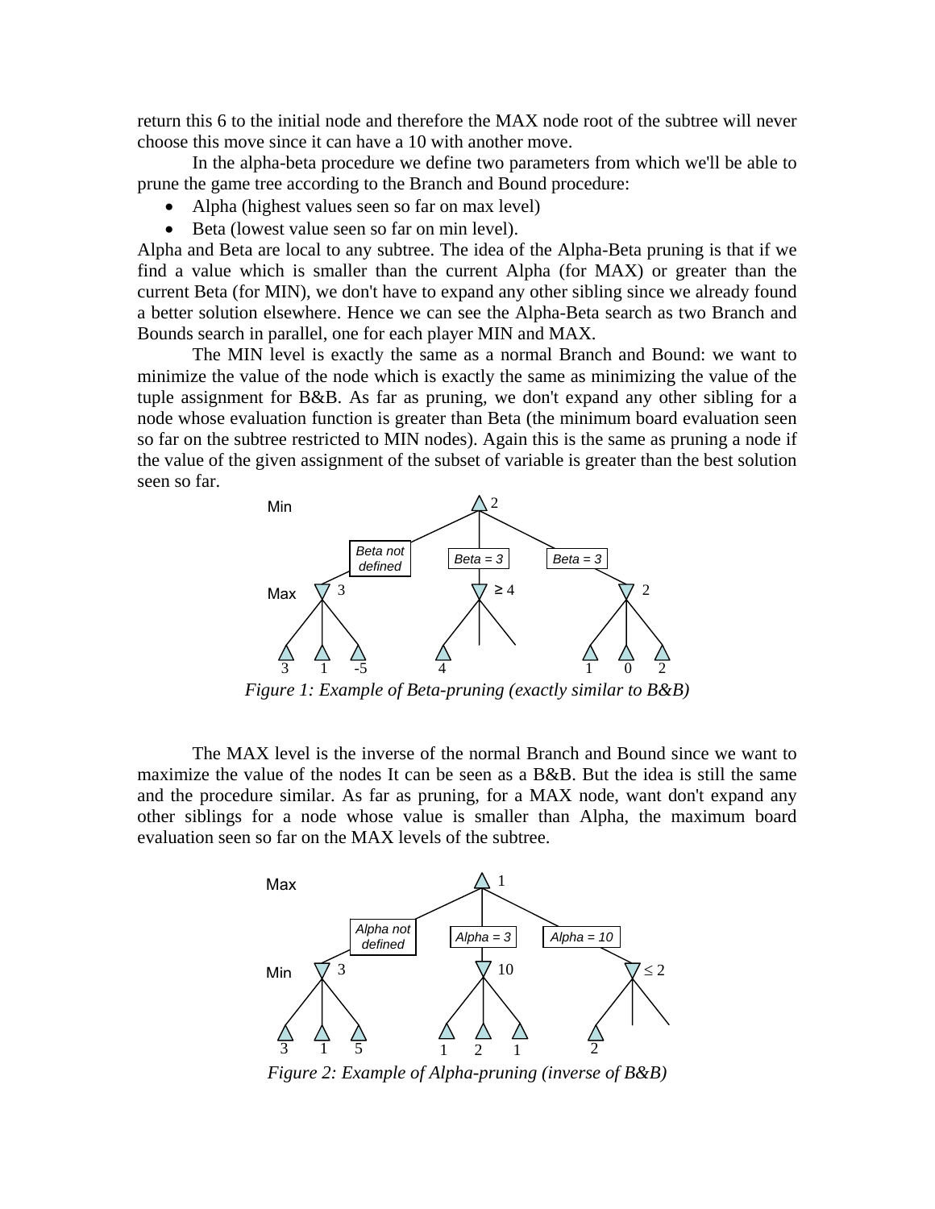return this 6 to the initial node and therefore the MAX node root of the subtree will never choose this move since it can have a 10 with another move.

In the alpha-beta procedure we define two parameters from which we'll be able to prune the game tree according to the Branch and Bound procedure:

- Alpha (highest values seen so far on max level)
- Beta (lowest value seen so far on min level).

Alpha and Beta are local to any subtree. The idea of the Alpha-Beta pruning is that if we find a value which is smaller than the current Alpha (for MAX) or greater than the current Beta (for MIN), we don't have to expand any other sibling since we already found a better solution elsewhere. Hence we can see the Alpha-Beta search as two Branch and Bounds search in parallel, one for each player MIN and MAX.

The MIN level is exactly the same as a normal Branch and Bound: we want to minimize the value of the node which is exactly the same as minimizing the value of the tuple assignment for B&B. As far as pruning, we don't expand any other sibling for a node whose evaluation function is greater than Beta (the minimum board evaluation seen so far on the subtree restricted to MIN nodes). Again this is the same as pruning a node if the value of the given assignment of the subset of variable is greater than the best solution seen so far.

*Figure 1: Example of Beta-pruning (exactly similar to B&B)*

The MAX level is the inverse of the normal Branch and Bound since we want to maximize the value of the nodes It can be seen as a B&B. But the idea is still the same and the procedure similar. As far as pruning, for a MAX node, want don't expand any other siblings for a node whose value is smaller than Alpha, the maximum board evaluation seen so far on the MAX levels of the subtree.

*Figure 2: Example of Alpha-pruning (inverse of B&B)*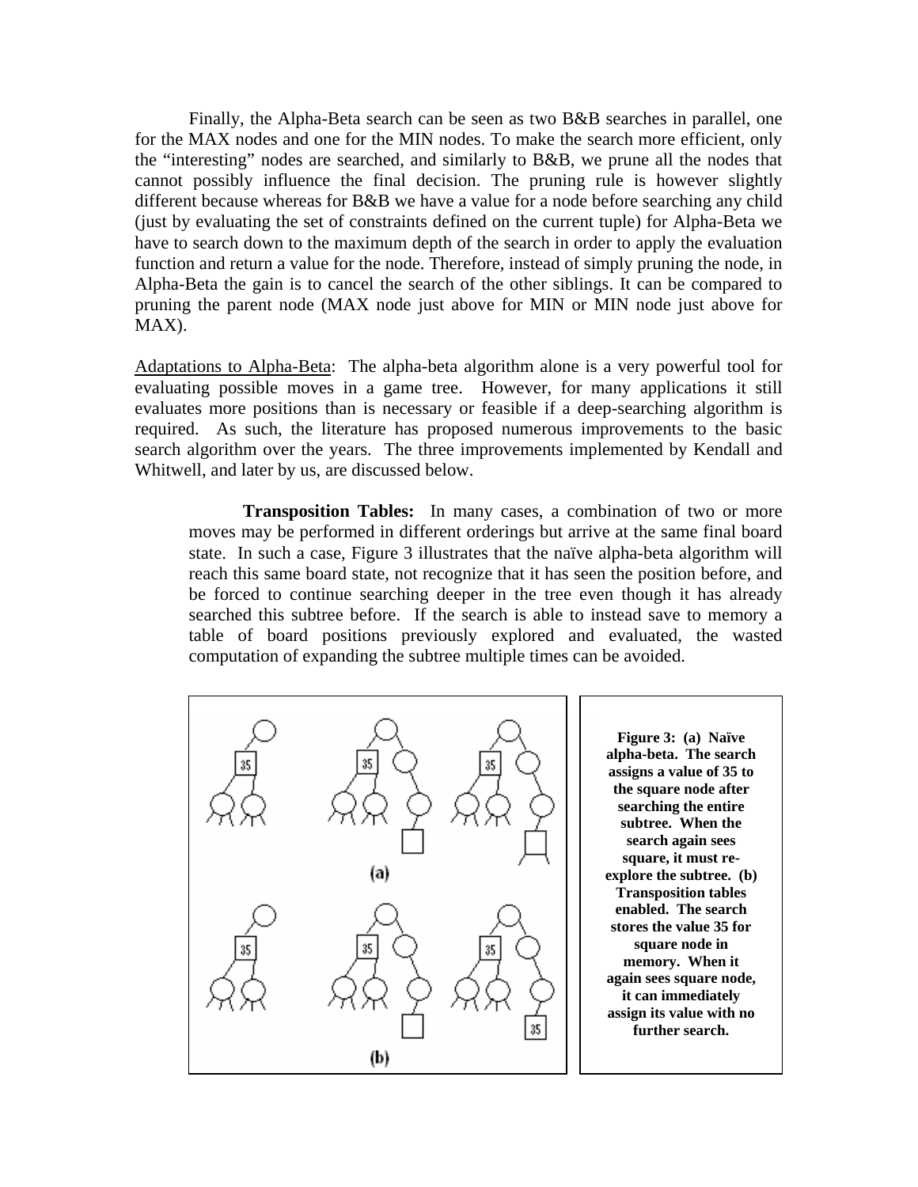Finally, the Alpha-Beta search can be seen as two B&B searches in parallel, one for the MAX nodes and one for the MIN nodes. To make the search more efficient, only the "interesting" nodes are searched, and similarly to B&B, we prune all the nodes that cannot possibly influence the final decision. The pruning rule is however slightly different because whereas for B&B we have a value for a node before searching any child (just by evaluating the set of constraints defined on the current tuple) for Alpha-Beta we have to search down to the maximum depth of the search in order to apply the evaluation function and return a value for the node. Therefore, instead of simply pruning the node, in Alpha-Beta the gain is to cancel the search of the other siblings. It can be compared to pruning the parent node (MAX node just above for MIN or MIN node just above for MAX).

Adaptations to Alpha-Beta: The alpha-beta algorithm alone is a very powerful tool for evaluating possible moves in a game tree. However, for many applications it still evaluates more positions than is necessary or feasible if a deep-searching algorithm is required. As such, the literature has proposed numerous improvements to the basic search algorithm over the years. The three improvements implemented by Kendall and Whitwell, and later by us, are discussed below.

**Transposition Tables:** In many cases, a combination of two or more moves may be performed in different orderings but arrive at the same final board state. In such a case, Figure 3 illustrates that the naïve alpha-beta algorithm will reach this same board state, not recognize that it has seen the position before, and be forced to continue searching deeper in the tree even though it has already searched this subtree before. If the search is able to instead save to memory a table of board positions previously explored and evaluated, the wasted computation of expanding the subtree multiple times can be avoided.

**Figure 3: (a) Naïve alpha-beta. The search assigns a value of 35 to the square node after searching the entire subtree. When the search again sees square, it must re-explore the subtree. (b) Transposition tables enabled. The search stores the value 35 for square node in memory. When it again sees square node, it can immediately assign its value with no further search.**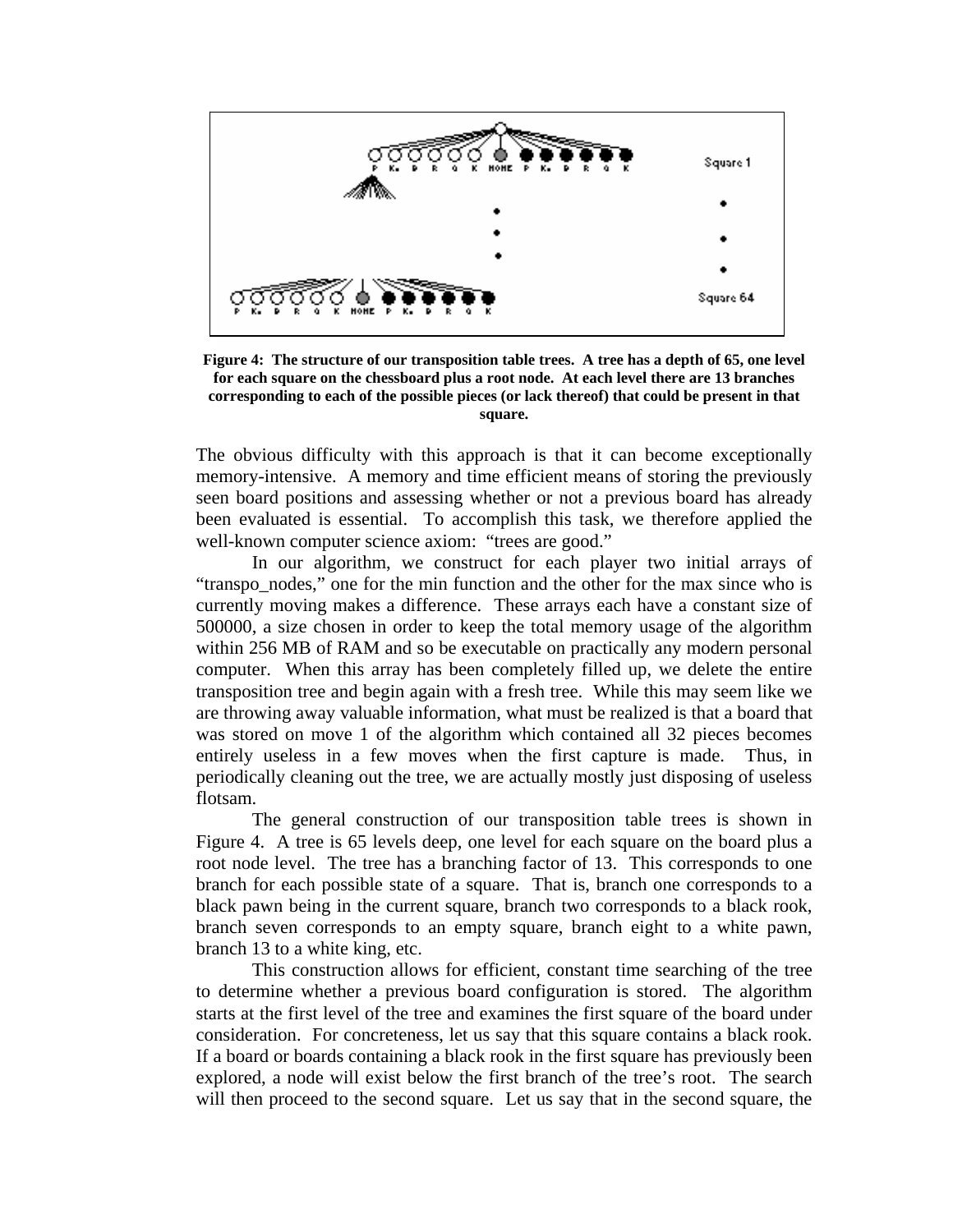**Figure 4: The structure of our transposition table trees. A tree has a depth of 65, one level for each square on the chessboard plus a root node. At each level there are 13 branches corresponding to each of the possible pieces (or lack thereof) that could be present in that square.**

The obvious difficulty with this approach is that it can become exceptionally memory-intensive. A memory and time efficient means of storing the previously seen board positions and assessing whether or not a previous board has already been evaluated is essential. To accomplish this task, we therefore applied the well-known computer science axiom: "trees are good."

In our algorithm, we construct for each player two initial arrays of "transpo_nodes," one for the min function and the other for the max since who is currently moving makes a difference. These arrays each have a constant size of 500000, a size chosen in order to keep the total memory usage of the algorithm within 256 MB of RAM and so be executable on practically any modern personal computer. When this array has been completely filled up, we delete the entire transposition tree and begin again with a fresh tree. While this may seem like we are throwing away valuable information, what must be realized is that a board that was stored on move 1 of the algorithm which contained all 32 pieces becomes entirely useless in a few moves when the first capture is made. Thus, in periodically cleaning out the tree, we are actually mostly just disposing of useless flotsam.

The general construction of our transposition table trees is shown in Figure 4. A tree is 65 levels deep, one level for each square on the board plus a root node level. The tree has a branching factor of 13. This corresponds to one branch for each possible state of a square. That is, branch one corresponds to a black pawn being in the current square, branch two corresponds to a black rook, branch seven corresponds to an empty square, branch eight to a white pawn, branch 13 to a white king, etc.

This construction allows for efficient, constant time searching of the tree to determine whether a previous board configuration is stored. The algorithm starts at the first level of the tree and examines the first square of the board under consideration. For concreteness, let us say that this square contains a black rook. If a board or boards containing a black rook in the first square has previously been explored, a node will exist below the first branch of the tree's root. The search will then proceed to the second square. Let us say that in the second square, the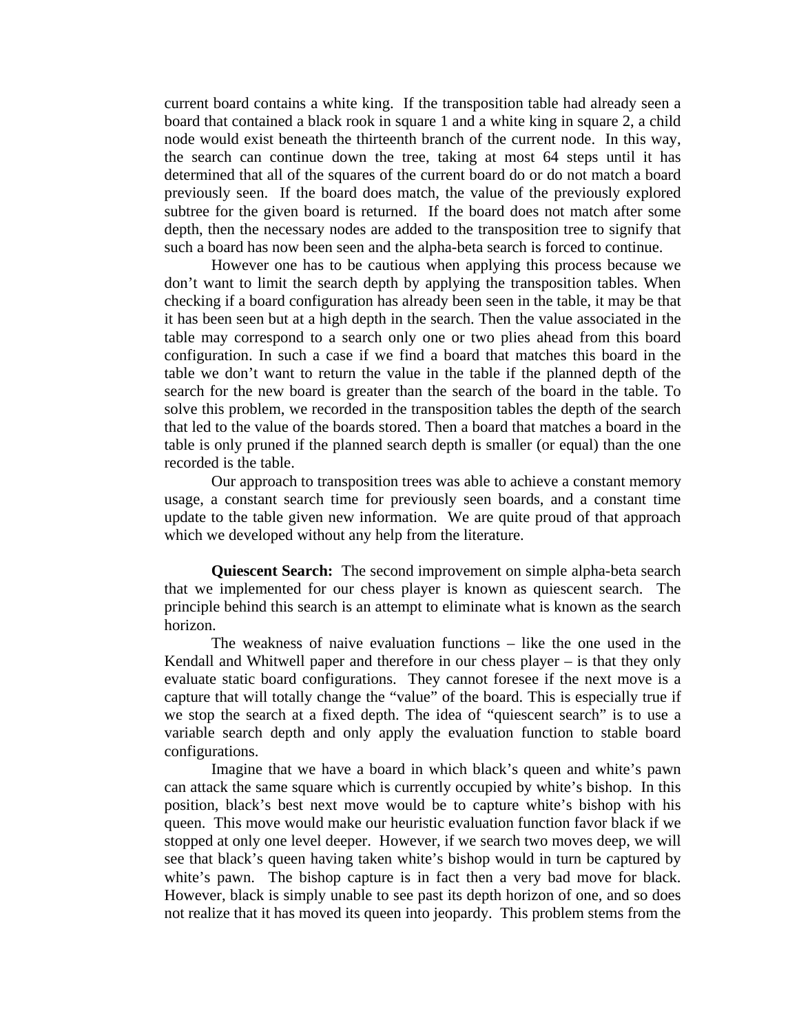current board contains a white king. If the transposition table had already seen a board that contained a black rook in square 1 and a white king in square 2, a child node would exist beneath the thirteenth branch of the current node. In this way, the search can continue down the tree, taking at most 64 steps until it has determined that all of the squares of the current board do or do not match a board previously seen. If the board does match, the value of the previously explored subtree for the given board is returned. If the board does not match after some depth, then the necessary nodes are added to the transposition tree to signify that such a board has now been seen and the alpha-beta search is forced to continue.

However one has to be cautious when applying this process because we don't want to limit the search depth by applying the transposition tables. When checking if a board configuration has already been seen in the table, it may be that it has been seen but at a high depth in the search. Then the value associated in the table may correspond to a search only one or two plies ahead from this board configuration. In such a case if we find a board that matches this board in the table we don't want to return the value in the table if the planned depth of the search for the new board is greater than the search of the board in the table. To solve this problem, we recorded in the transposition tables the depth of the search that led to the value of the boards stored. Then a board that matches a board in the table is only pruned if the planned search depth is smaller (or equal) than the one recorded is the table.

Our approach to transposition trees was able to achieve a constant memory usage, a constant search time for previously seen boards, and a constant time update to the table given new information. We are quite proud of that approach which we developed without any help from the literature.

**Quiescent Search:** The second improvement on simple alpha-beta search that we implemented for our chess player is known as quiescent search. The principle behind this search is an attempt to eliminate what is known as the search horizon.

The weakness of naive evaluation functions – like the one used in the Kendall and Whitwell paper and therefore in our chess player – is that they only evaluate static board configurations. They cannot foresee if the next move is a capture that will totally change the "value" of the board. This is especially true if we stop the search at a fixed depth. The idea of "quiescent search" is to use a variable search depth and only apply the evaluation function to stable board configurations.

Imagine that we have a board in which black's queen and white's pawn can attack the same square which is currently occupied by white's bishop. In this position, black's best next move would be to capture white's bishop with his queen. This move would make our heuristic evaluation function favor black if we stopped at only one level deeper. However, if we search two moves deep, we will see that black's queen having taken white's bishop would in turn be captured by white's pawn. The bishop capture is in fact then a very bad move for black. However, black is simply unable to see past its depth horizon of one, and so does not realize that it has moved its queen into jeopardy. This problem stems from the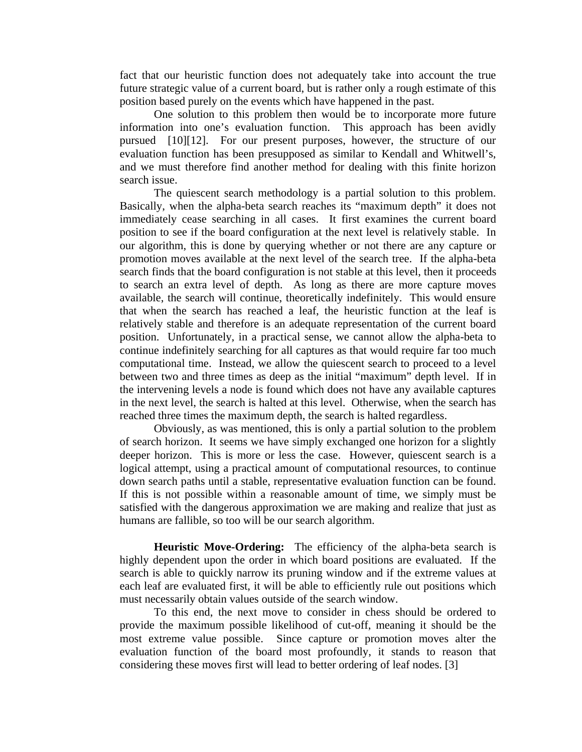fact that our heuristic function does not adequately take into account the true future strategic value of a current board, but is rather only a rough estimate of this position based purely on the events which have happened in the past.

One solution to this problem then would be to incorporate more future information into one's evaluation function. This approach has been avidly pursued [10][12]. For our present purposes, however, the structure of our evaluation function has been presupposed as similar to Kendall and Whitwell's, and we must therefore find another method for dealing with this finite horizon search issue.

The quiescent search methodology is a partial solution to this problem. Basically, when the alpha-beta search reaches its "maximum depth" it does not immediately cease searching in all cases. It first examines the current board position to see if the board configuration at the next level is relatively stable. In our algorithm, this is done by querying whether or not there are any capture or promotion moves available at the next level of the search tree. If the alpha-beta search finds that the board configuration is not stable at this level, then it proceeds to search an extra level of depth. As long as there are more capture moves available, the search will continue, theoretically indefinitely. This would ensure that when the search has reached a leaf, the heuristic function at the leaf is relatively stable and therefore is an adequate representation of the current board position. Unfortunately, in a practical sense, we cannot allow the alpha-beta to continue indefinitely searching for all captures as that would require far too much computational time. Instead, we allow the quiescent search to proceed to a level between two and three times as deep as the initial "maximum" depth level. If in the intervening levels a node is found which does not have any available captures in the next level, the search is halted at this level. Otherwise, when the search has reached three times the maximum depth, the search is halted regardless.

Obviously, as was mentioned, this is only a partial solution to the problem of search horizon. It seems we have simply exchanged one horizon for a slightly deeper horizon. This is more or less the case. However, quiescent search is a logical attempt, using a practical amount of computational resources, to continue down search paths until a stable, representative evaluation function can be found. If this is not possible within a reasonable amount of time, we simply must be satisfied with the dangerous approximation we are making and realize that just as humans are fallible, so too will be our search algorithm.

**Heuristic Move-Ordering:** The efficiency of the alpha-beta search is highly dependent upon the order in which board positions are evaluated. If the search is able to quickly narrow its pruning window and if the extreme values at each leaf are evaluated first, it will be able to efficiently rule out positions which must necessarily obtain values outside of the search window.

To this end, the next move to consider in chess should be ordered to provide the maximum possible likelihood of cut-off, meaning it should be the most extreme value possible. Since capture or promotion moves alter the evaluation function of the board most profoundly, it stands to reason that considering these moves first will lead to better ordering of leaf nodes. [3]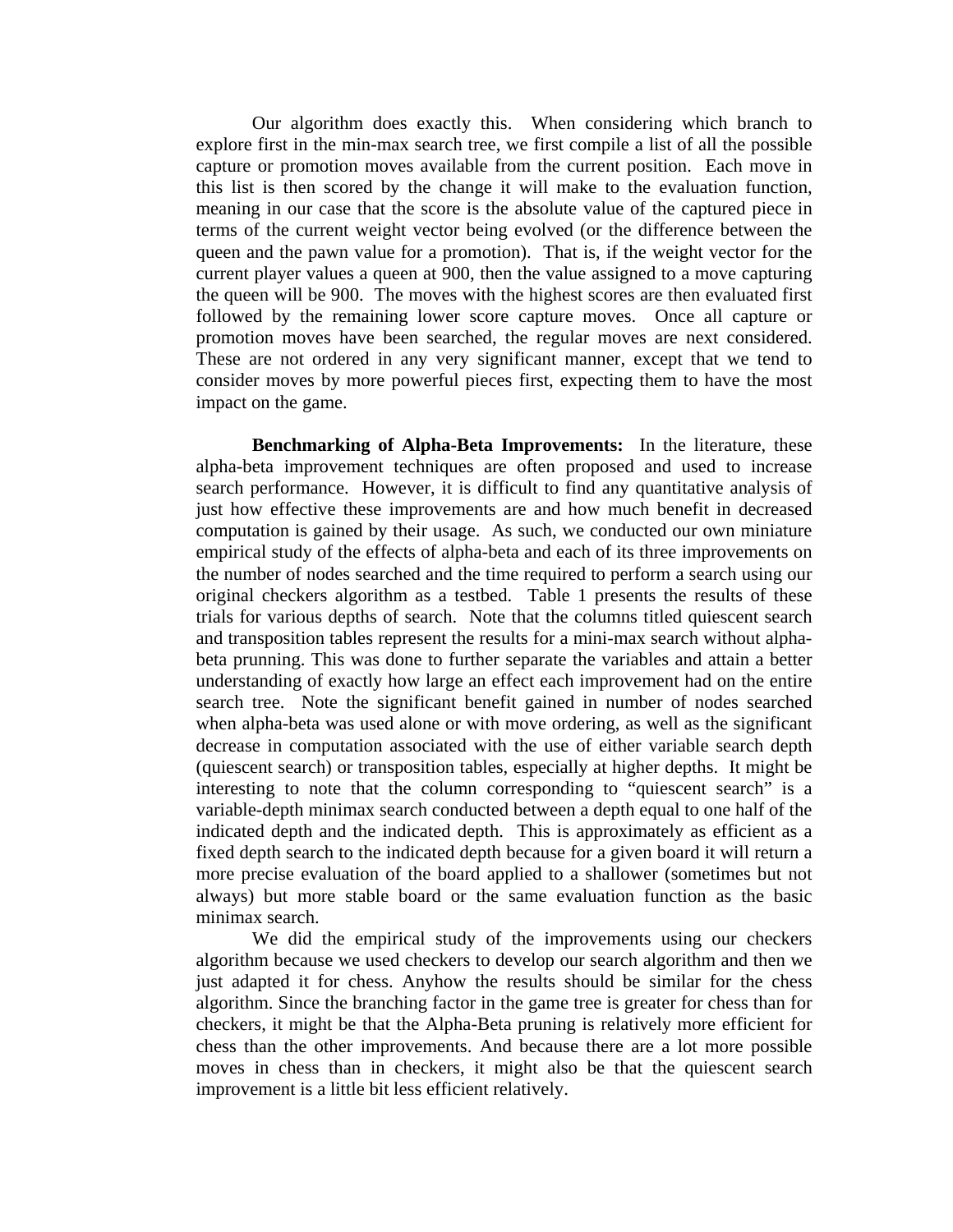Our algorithm does exactly this. When considering which branch to explore first in the min-max search tree, we first compile a list of all the possible capture or promotion moves available from the current position. Each move in this list is then scored by the change it will make to the evaluation function, meaning in our case that the score is the absolute value of the captured piece in terms of the current weight vector being evolved (or the difference between the queen and the pawn value for a promotion). That is, if the weight vector for the current player values a queen at 900, then the value assigned to a move capturing the queen will be 900. The moves with the highest scores are then evaluated first followed by the remaining lower score capture moves. Once all capture or promotion moves have been searched, the regular moves are next considered. These are not ordered in any very significant manner, except that we tend to consider moves by more powerful pieces first, expecting them to have the most impact on the game.

**Benchmarking of Alpha-Beta Improvements:** In the literature, these alpha-beta improvement techniques are often proposed and used to increase search performance. However, it is difficult to find any quantitative analysis of just how effective these improvements are and how much benefit in decreased computation is gained by their usage. As such, we conducted our own miniature empirical study of the effects of alpha-beta and each of its three improvements on the number of nodes searched and the time required to perform a search using our original checkers algorithm as a testbed. Table 1 presents the results of these trials for various depths of search. Note that the columns titled quiescent search and transposition tables represent the results for a mini-max search without alpha-beta prunning. This was done to further separate the variables and attain a better understanding of exactly how large an effect each improvement had on the entire search tree. Note the significant benefit gained in number of nodes searched when alpha-beta was used alone or with move ordering, as well as the significant decrease in computation associated with the use of either variable search depth (quiescent search) or transposition tables, especially at higher depths. It might be interesting to note that the column corresponding to "quiescent search" is a variable-depth minimax search conducted between a depth equal to one half of the indicated depth and the indicated depth. This is approximately as efficient as a fixed depth search to the indicated depth because for a given board it will return a more precise evaluation of the board applied to a shallower (sometimes but not always) but more stable board or the same evaluation function as the basic minimax search.

We did the empirical study of the improvements using our checkers algorithm because we used checkers to develop our search algorithm and then we just adapted it for chess. Anyhow the results should be similar for the chess algorithm. Since the branching factor in the game tree is greater for chess than for checkers, it might be that the Alpha-Beta pruning is relatively more efficient for chess than the other improvements. And because there are a lot more possible moves in chess than in checkers, it might also be that the quiescent search improvement is a little bit less efficient relatively.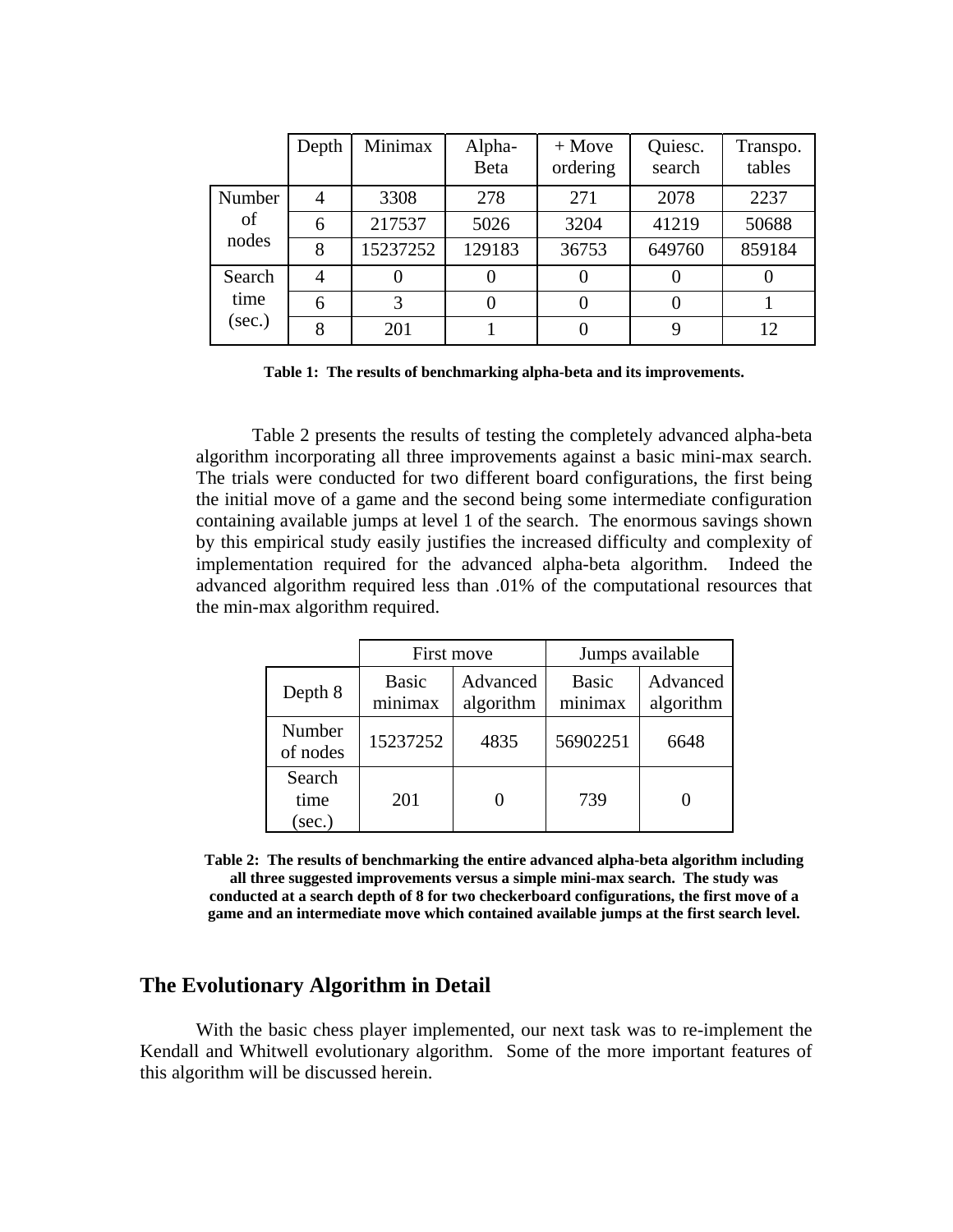| | Depth | Minimax | Alpha-Beta | + Move ordering | Quiesc. search | Transpo. tables |
|---|---|---|---|---|---|---|
| Number of nodes | 4 | 3308 | 278 | 271 | 2078 | 2237 |
| | 6 | 217537 | 5026 | 3204 | 41219 | 50688 |
| | 8 | 15237252 | 129183 | 36753 | 649760 | 859184 |
| Search time (sec.) | 4 | 0 | 0 | 0 | 0 | 0 |
| | 6 | 3 | 0 | 0 | 0 | 1 |
| | 8 | 201 | 1 | 0 | 9 | 12 |

**Table 1: The results of benchmarking alpha-beta and its improvements.**

Table 2 presents the results of testing the completely advanced alpha-beta algorithm incorporating all three improvements against a basic mini-max search. The trials were conducted for two different board configurations, the first being the initial move of a game and the second being some intermediate configuration containing available jumps at level 1 of the search. The enormous savings shown by this empirical study easily justifies the increased difficulty and complexity of implementation required for the advanced alpha-beta algorithm. Indeed the advanced algorithm required less than .01% of the computational resources that the min-max algorithm required.

| | First move | | Jumps available | |
|---|---|---|---|---|
| Depth 8 | Basic minimax | Advanced algorithm | Basic minimax | Advanced algorithm |
| Number of nodes | 15237252 | 4835 | 56902251 | 6648 |
| Search time (sec.) | 201 | 0 | 739 | 0 |

**Table 2: The results of benchmarking the entire advanced alpha-beta algorithm including all three suggested improvements versus a simple mini-max search. The study was conducted at a search depth of 8 for two checkerboard configurations, the first move of a game and an intermediate move which contained available jumps at the first search level.**

## The Evolutionary Algorithm in Detail

With the basic chess player implemented, our next task was to re-implement the Kendall and Whitwell evolutionary algorithm. Some of the more important features of this algorithm will be discussed herein.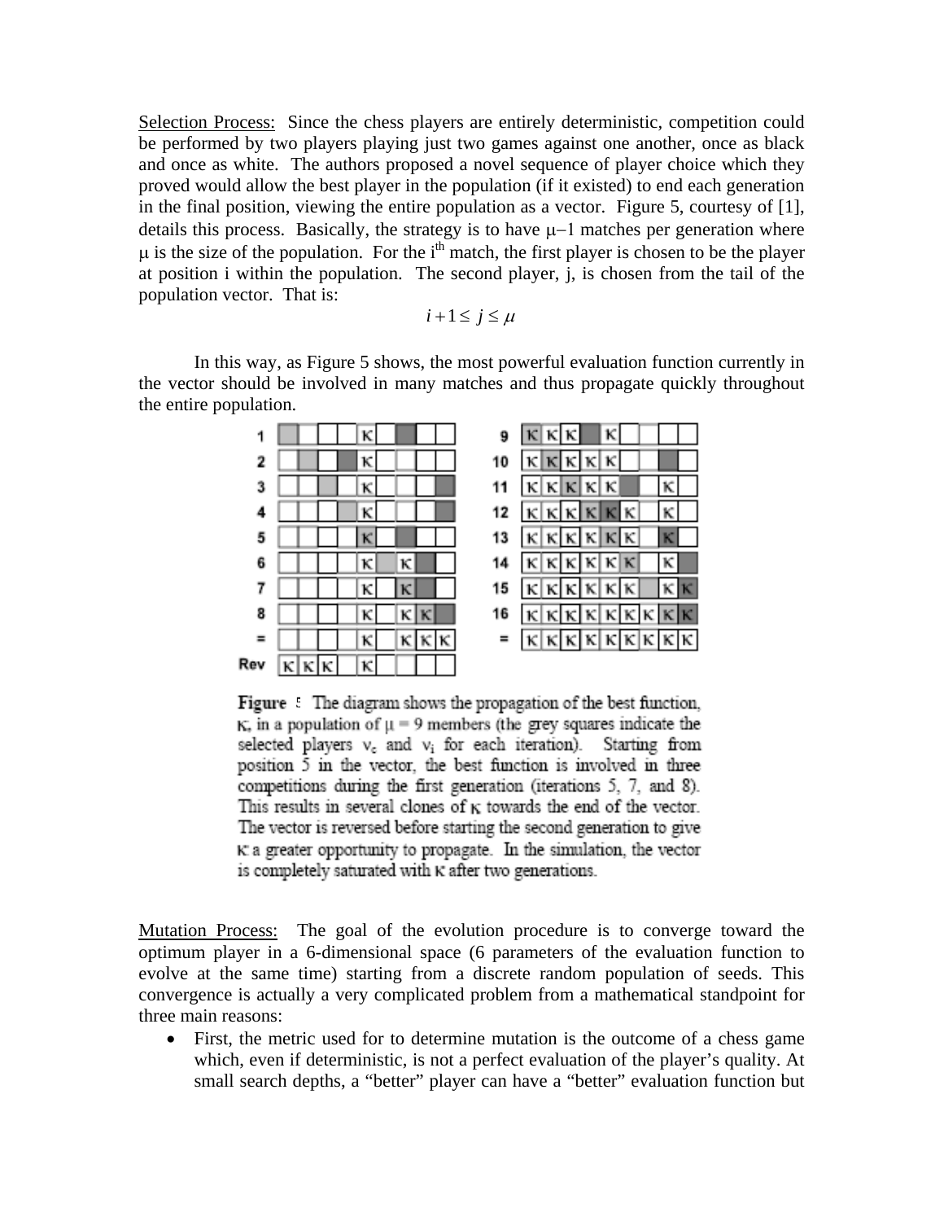Selection Process: Since the chess players are entirely deterministic, competition could be performed by two players playing just two games against one another, once as black and once as white. The authors proposed a novel sequence of player choice which they proved would allow the best player in the population (if it existed) to end each generation in the final position, viewing the entire population as a vector. Figure 5, courtesy of [1], details this process. Basically, the strategy is to have $\mu - 1$ matches per generation where $\mu$ is the size of the population. For the $i^{th}$ match, the first player is chosen to be the player at position i within the population. The second player, j, is chosen from the tail of the population vector. That is:

$$i + 1 \leq j \leq \mu$$

In this way, as Figure 5 shows, the most powerful evaluation function currently in the vector should be involved in many matches and thus propagate quickly throughout the entire population.

Figure 5 The diagram shows the propagation of the best function, $\kappa$, in a population of $\mu = 9$ members (the grey squares indicate the selected players $v_c$ and $v_i$ for each iteration). Starting from position 5 in the vector, the best function is involved in three competitions during the first generation (iterations 5, 7, and 8). This results in several clones of $\kappa$ towards the end of the vector. The vector is reversed before starting the second generation to give $\kappa$ a greater opportunity to propagate. In the simulation, the vector is completely saturated with $\kappa$ after two generations.

Mutation Process: The goal of the evolution procedure is to converge toward the optimum player in a 6-dimensional space (6 parameters of the evaluation function to evolve at the same time) starting from a discrete random population of seeds. This convergence is actually a very complicated problem from a mathematical standpoint for three main reasons:

- First, the metric used for to determine mutation is the outcome of a chess game which, even if deterministic, is not a perfect evaluation of the player's quality. At small search depths, a "better" player can have a "better" evaluation function but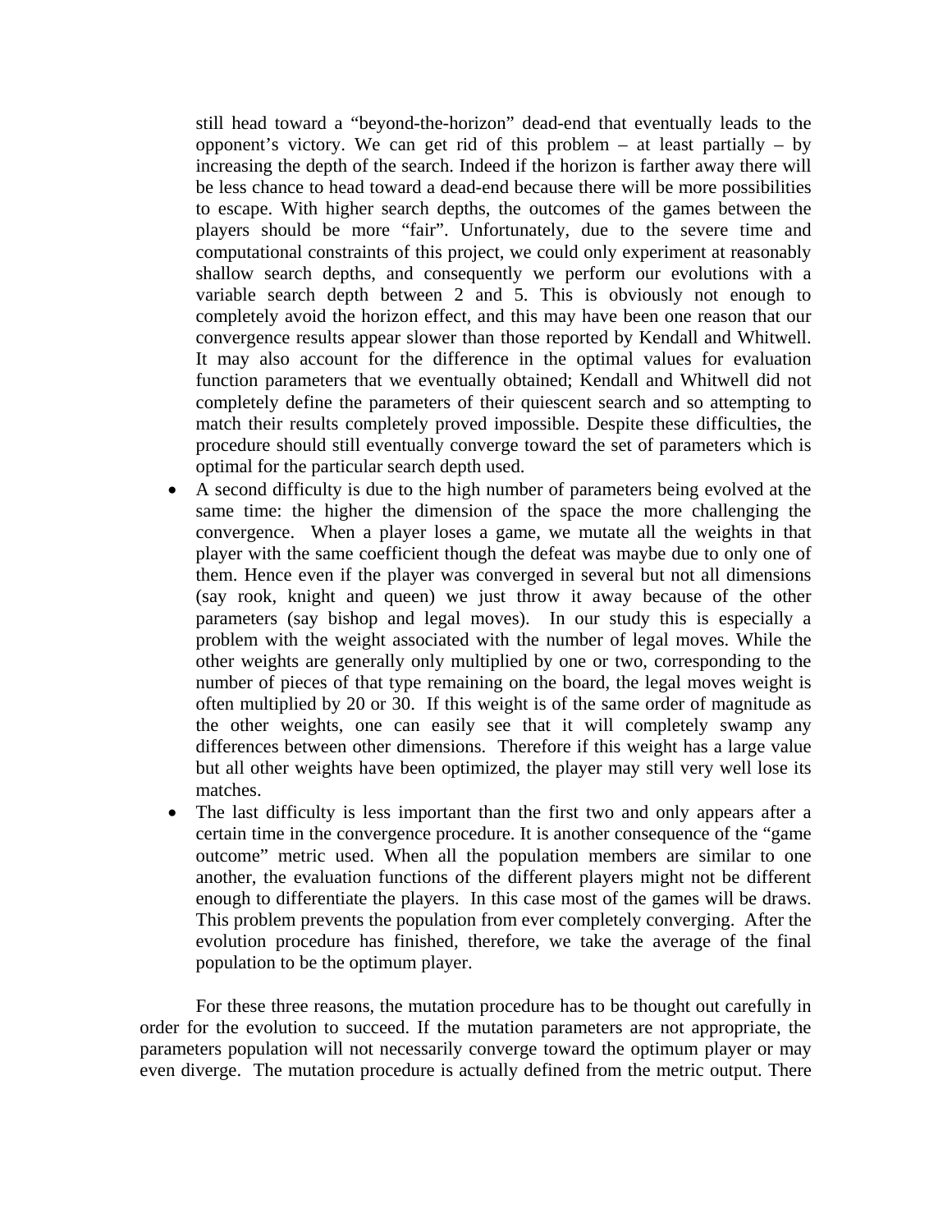still head toward a "beyond-the-horizon" dead-end that eventually leads to the opponent's victory. We can get rid of this problem – at least partially – by increasing the depth of the search. Indeed if the horizon is farther away there will be less chance to head toward a dead-end because there will be more possibilities to escape. With higher search depths, the outcomes of the games between the players should be more "fair". Unfortunately, due to the severe time and computational constraints of this project, we could only experiment at reasonably shallow search depths, and consequently we perform our evolutions with a variable search depth between 2 and 5. This is obviously not enough to completely avoid the horizon effect, and this may have been one reason that our convergence results appear slower than those reported by Kendall and Whitwell. It may also account for the difference in the optimal values for evaluation function parameters that we eventually obtained; Kendall and Whitwell did not completely define the parameters of their quiescent search and so attempting to match their results completely proved impossible. Despite these difficulties, the procedure should still eventually converge toward the set of parameters which is optimal for the particular search depth used.

- A second difficulty is due to the high number of parameters being evolved at the same time: the higher the dimension of the space the more challenging the convergence. When a player loses a game, we mutate all the weights in that player with the same coefficient though the defeat was maybe due to only one of them. Hence even if the player was converged in several but not all dimensions (say rook, knight and queen) we just throw it away because of the other parameters (say bishop and legal moves). In our study this is especially a problem with the weight associated with the number of legal moves. While the other weights are generally only multiplied by one or two, corresponding to the number of pieces of that type remaining on the board, the legal moves weight is often multiplied by 20 or 30. If this weight is of the same order of magnitude as the other weights, one can easily see that it will completely swamp any differences between other dimensions. Therefore if this weight has a large value but all other weights have been optimized, the player may still very well lose its matches.
- The last difficulty is less important than the first two and only appears after a certain time in the convergence procedure. It is another consequence of the "game outcome" metric used. When all the population members are similar to one another, the evaluation functions of the different players might not be different enough to differentiate the players. In this case most of the games will be draws. This problem prevents the population from ever completely converging. After the evolution procedure has finished, therefore, we take the average of the final population to be the optimum player.

For these three reasons, the mutation procedure has to be thought out carefully in order for the evolution to succeed. If the mutation parameters are not appropriate, the parameters population will not necessarily converge toward the optimum player or may even diverge. The mutation procedure is actually defined from the metric output. There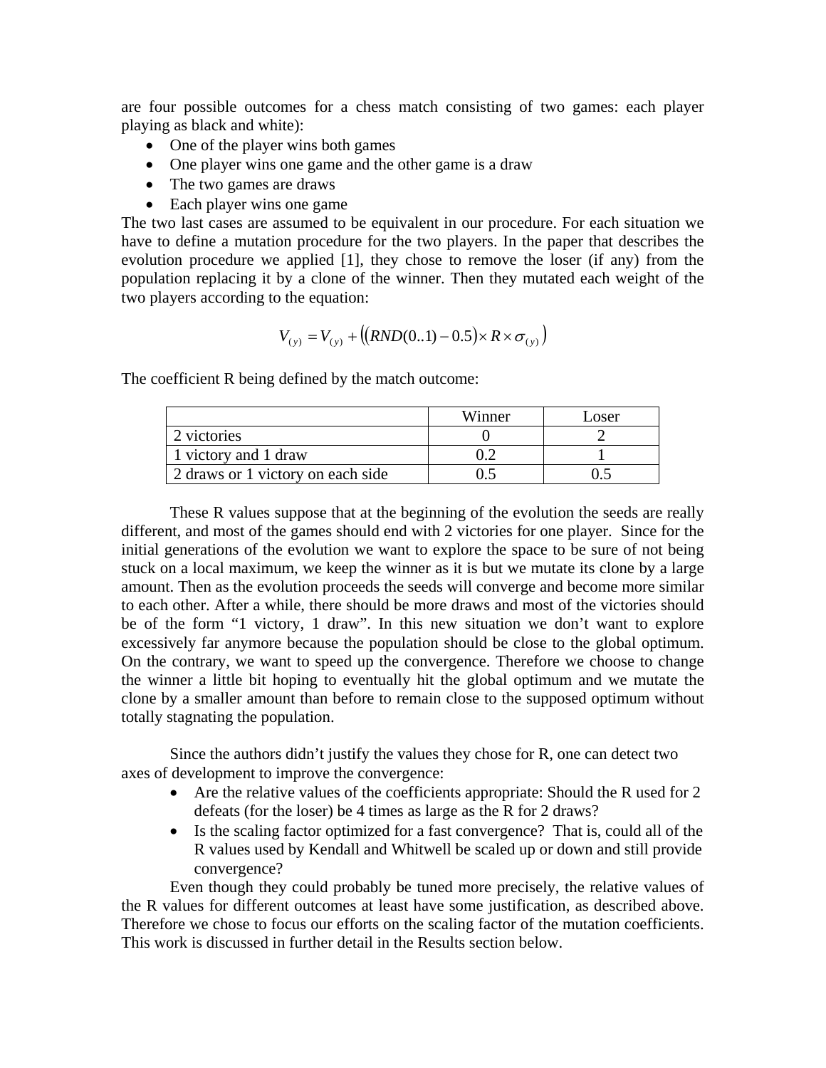are four possible outcomes for a chess match consisting of two games: each player playing as black and white):

- One of the player wins both games
- One player wins one game and the other game is a draw
- The two games are draws
- Each player wins one game

The two last cases are assumed to be equivalent in our procedure. For each situation we have to define a mutation procedure for the two players. In the paper that describes the evolution procedure we applied [1], they chose to remove the loser (if any) from the population replacing it by a clone of the winner. Then they mutated each weight of the two players according to the equation:

$$V_{(y)} = V_{(y)} + \left( (RND(0..1) - 0.5) \times R \times \sigma_{(y)} \right)$$

The coefficient R being defined by the match outcome:

| | Winner | Loser |
|---|---|---|
| 2 victories | 0 | 2 |
| 1 victory and 1 draw | 0.2 | 1 |
| 2 draws or 1 victory on each side | 0.5 | 0.5 |

These R values suppose that at the beginning of the evolution the seeds are really different, and most of the games should end with 2 victories for one player. Since for the initial generations of the evolution we want to explore the space to be sure of not being stuck on a local maximum, we keep the winner as it is but we mutate its clone by a large amount. Then as the evolution proceeds the seeds will converge and become more similar to each other. After a while, there should be more draws and most of the victories should be of the form "1 victory, 1 draw". In this new situation we don't want to explore excessively far anymore because the population should be close to the global optimum. On the contrary, we want to speed up the convergence. Therefore we choose to change the winner a little bit hoping to eventually hit the global optimum and we mutate the clone by a smaller amount than before to remain close to the supposed optimum without totally stagnating the population.

Since the authors didn't justify the values they chose for R, one can detect two axes of development to improve the convergence:

- Are the relative values of the coefficients appropriate: Should the R used for 2 defeats (for the loser) be 4 times as large as the R for 2 draws?
- Is the scaling factor optimized for a fast convergence? That is, could all of the R values used by Kendall and Whitwell be scaled up or down and still provide convergence?

Even though they could probably be tuned more precisely, the relative values of the R values for different outcomes at least have some justification, as described above. Therefore we chose to focus our efforts on the scaling factor of the mutation coefficients. This work is discussed in further detail in the Results section below.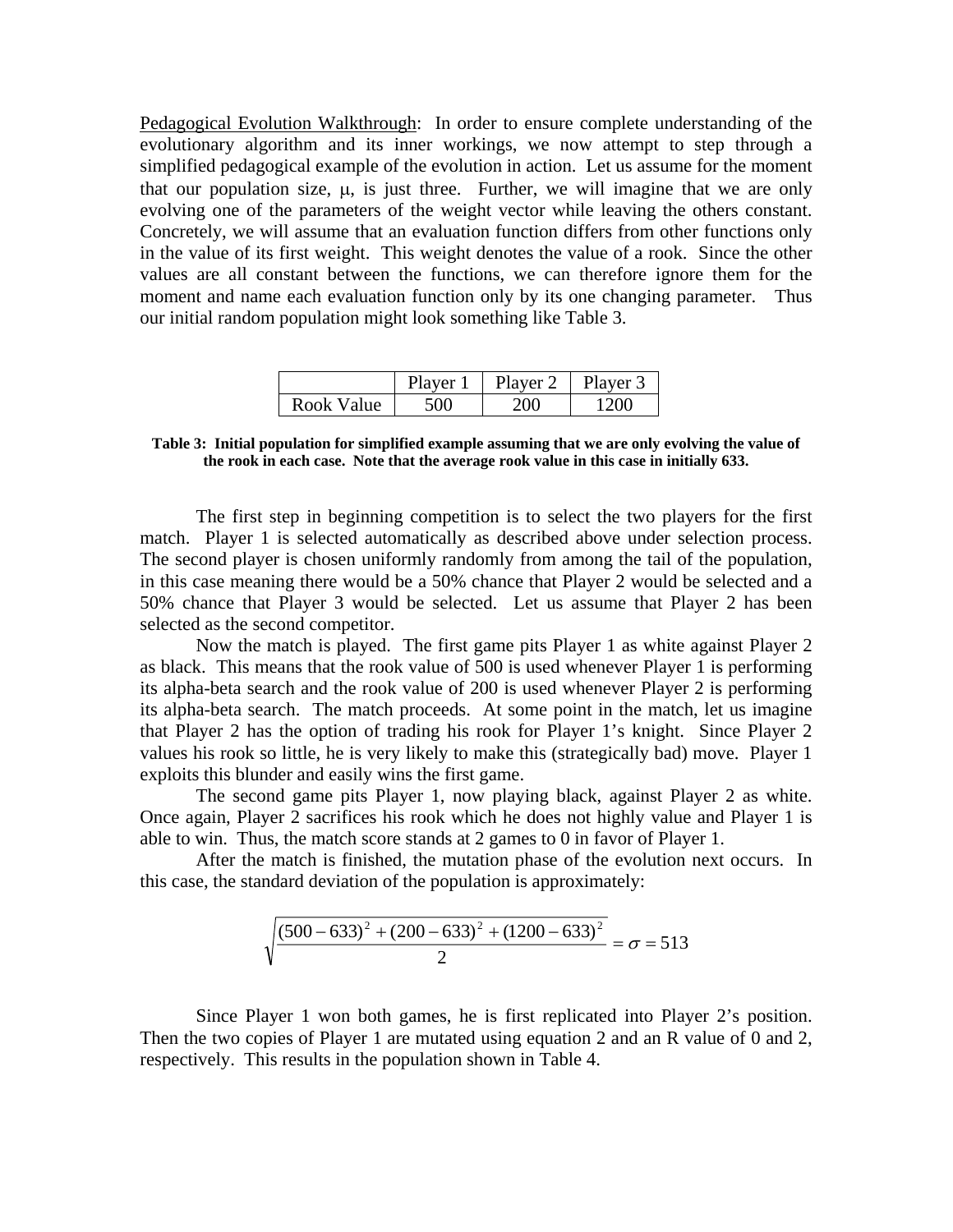<u>Pedagogical Evolution Walkthrough</u>: In order to ensure complete understanding of the evolutionary algorithm and its inner workings, we now attempt to step through a simplified pedagogical example of the evolution in action. Let us assume for the moment that our population size, $\mu$, is just three. Further, we will imagine that we are only evolving one of the parameters of the weight vector while leaving the others constant. Concretely, we will assume that an evaluation function differs from other functions only in the value of its first weight. This weight denotes the value of a rook. Since the other values are all constant between the functions, we can therefore ignore them for the moment and name each evaluation function only by its one changing parameter. Thus our initial random population might look something like Table 3.

| | Player 1 | Player 2 | Player 3 |
|---|---|---|---|
| Rook Value | 500 | 200 | 1200 |

**Table 3: Initial population for simplified example assuming that we are only evolving the value of the rook in each case. Note that the average rook value in this case in initially 633.**

The first step in beginning competition is to select the two players for the first match. Player 1 is selected automatically as described above under selection process. The second player is chosen uniformly randomly from among the tail of the population, in this case meaning there would be a 50% chance that Player 2 would be selected and a 50% chance that Player 3 would be selected. Let us assume that Player 2 has been selected as the second competitor.

Now the match is played. The first game pits Player 1 as white against Player 2 as black. This means that the rook value of 500 is used whenever Player 1 is performing its alpha-beta search and the rook value of 200 is used whenever Player 2 is performing its alpha-beta search. The match proceeds. At some point in the match, let us imagine that Player 2 has the option of trading his rook for Player 1's knight. Since Player 2 values his rook so little, he is very likely to make this (strategically bad) move. Player 1 exploits this blunder and easily wins the first game.

The second game pits Player 1, now playing black, against Player 2 as white. Once again, Player 2 sacrifices his rook which he does not highly value and Player 1 is able to win. Thus, the match score stands at 2 games to 0 in favor of Player 1.

After the match is finished, the mutation phase of the evolution next occurs. In this case, the standard deviation of the population is approximately:

$$\sqrt{\frac{(500-633)^2+(200-633)^2+(1200-633)^2}{2}}=\sigma=513$$

Since Player 1 won both games, he is first replicated into Player 2's position. Then the two copies of Player 1 are mutated using equation 2 and an R value of 0 and 2, respectively. This results in the population shown in Table 4.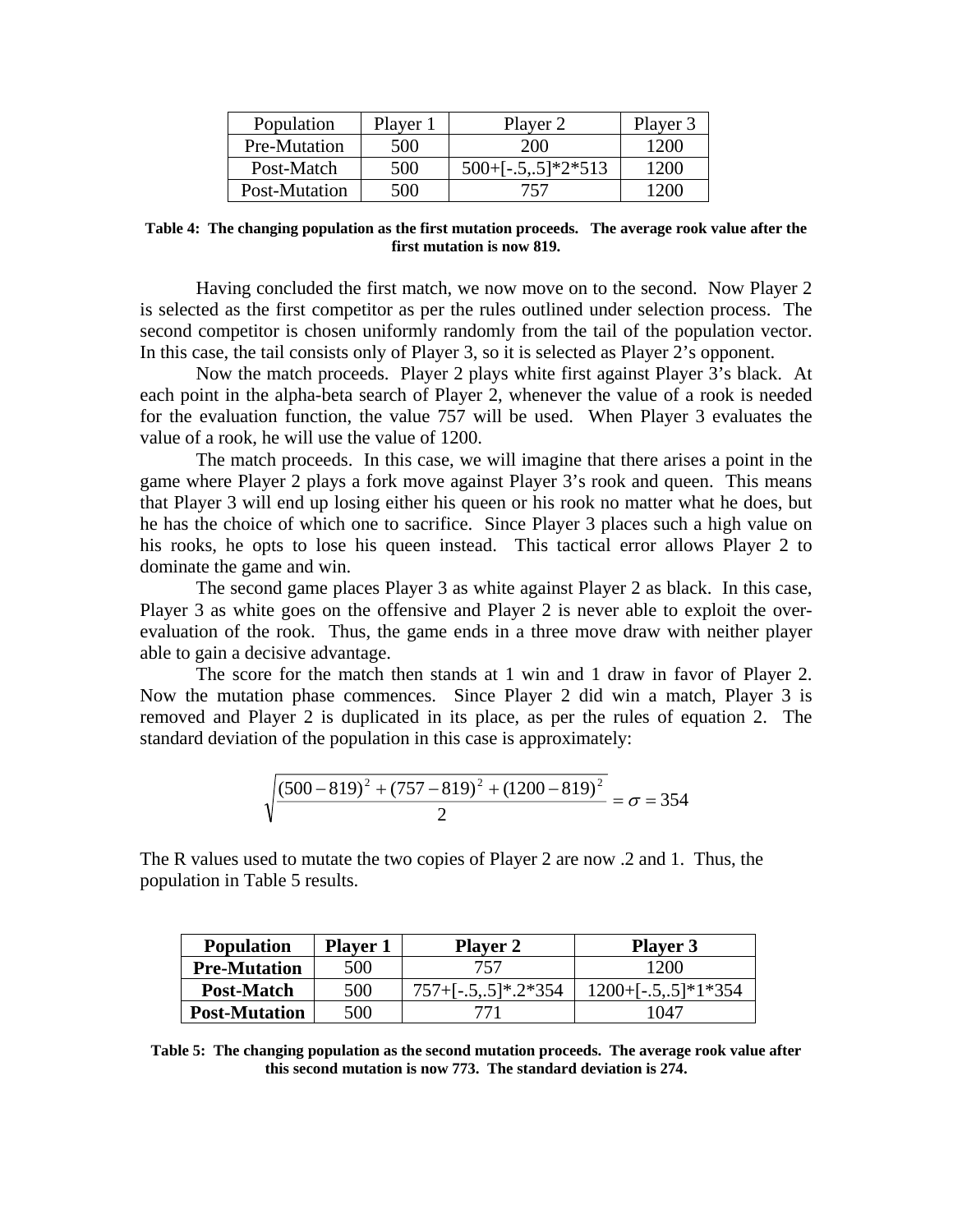| Population | Player 1 | Player 2 | Player 3 |
| --- | --- | --- | --- |
| Pre-Mutation | 500 | 200 | 1200 |
| Post-Match | 500 | 500+[-.5,.5]*2*513 | 1200 |
| Post-Mutation | 500 | 757 | 1200 |

**Table 4: The changing population as the first mutation proceeds. The average rook value after the first mutation is now 819.**

Having concluded the first match, we now move on to the second. Now Player 2 is selected as the first competitor as per the rules outlined under selection process. The second competitor is chosen uniformly randomly from the tail of the population vector. In this case, the tail consists only of Player 3, so it is selected as Player 2's opponent.

Now the match proceeds. Player 2 plays white first against Player 3's black. At each point in the alpha-beta search of Player 2, whenever the value of a rook is needed for the evaluation function, the value 757 will be used. When Player 3 evaluates the value of a rook, he will use the value of 1200.

The match proceeds. In this case, we will imagine that there arises a point in the game where Player 2 plays a fork move against Player 3's rook and queen. This means that Player 3 will end up losing either his queen or his rook no matter what he does, but he has the choice of which one to sacrifice. Since Player 3 places such a high value on his rooks, he opts to lose his queen instead. This tactical error allows Player 2 to dominate the game and win.

The second game places Player 3 as white against Player 2 as black. In this case, Player 3 as white goes on the offensive and Player 2 is never able to exploit the over-evaluation of the rook. Thus, the game ends in a three move draw with neither player able to gain a decisive advantage.

The score for the match then stands at 1 win and 1 draw in favor of Player 2. Now the mutation phase commences. Since Player 2 did win a match, Player 3 is removed and Player 2 is duplicated in its place, as per the rules of equation 2. The standard deviation of the population in this case is approximately:

$$\sqrt{\frac{(500-819)^2 + (757-819)^2 + (1200-819)^2}{2}} = \sigma = 354$$

The R values used to mutate the two copies of Player 2 are now .2 and 1. Thus, the population in Table 5 results.

| Population | Player 1 | Player 2 | Player 3 |
| --- | --- | --- | --- |
| **Pre-Mutation** | 500 | 757 | 1200 |
| **Post-Match** | 500 | 757+[-.5,.5]*.2*354 | 1200+[-.5,.5]*1*354 |
| **Post-Mutation** | 500 | 771 | 1047 |

**Table 5: The changing population as the second mutation proceeds. The average rook value after this second mutation is now 773. The standard deviation is 274.**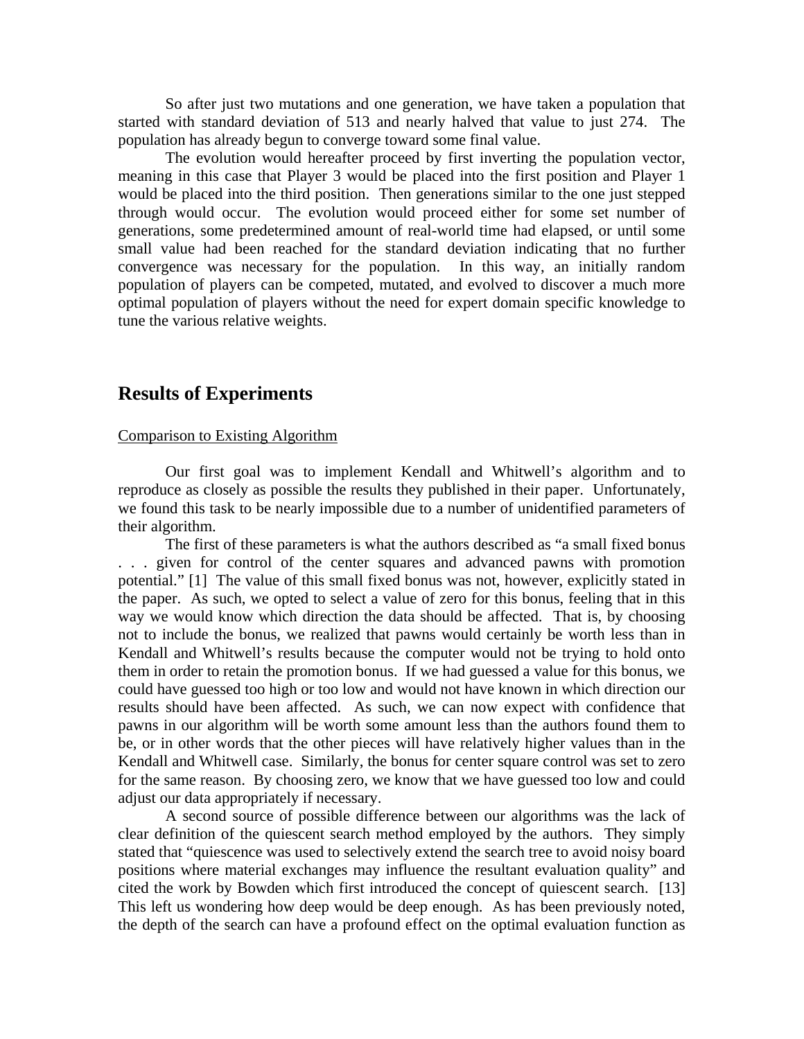So after just two mutations and one generation, we have taken a population that started with standard deviation of 513 and nearly halved that value to just 274. The population has already begun to converge toward some final value.

The evolution would hereafter proceed by first inverting the population vector, meaning in this case that Player 3 would be placed into the first position and Player 1 would be placed into the third position. Then generations similar to the one just stepped through would occur. The evolution would proceed either for some set number of generations, some predetermined amount of real-world time had elapsed, or until some small value had been reached for the standard deviation indicating that no further convergence was necessary for the population. In this way, an initially random population of players can be competed, mutated, and evolved to discover a much more optimal population of players without the need for expert domain specific knowledge to tune the various relative weights.

## Results of Experiments

<u>Comparison to Existing Algorithm</u>

Our first goal was to implement Kendall and Whitwell's algorithm and to reproduce as closely as possible the results they published in their paper. Unfortunately, we found this task to be nearly impossible due to a number of unidentified parameters of their algorithm.

The first of these parameters is what the authors described as "a small fixed bonus . . . given for control of the center squares and advanced pawns with promotion potential." [1] The value of this small fixed bonus was not, however, explicitly stated in the paper. As such, we opted to select a value of zero for this bonus, feeling that in this way we would know which direction the data should be affected. That is, by choosing not to include the bonus, we realized that pawns would certainly be worth less than in Kendall and Whitwell's results because the computer would not be trying to hold onto them in order to retain the promotion bonus. If we had guessed a value for this bonus, we could have guessed too high or too low and would not have known in which direction our results should have been affected. As such, we can now expect with confidence that pawns in our algorithm will be worth some amount less than the authors found them to be, or in other words that the other pieces will have relatively higher values than in the Kendall and Whitwell case. Similarly, the bonus for center square control was set to zero for the same reason. By choosing zero, we know that we have guessed too low and could adjust our data appropriately if necessary.

A second source of possible difference between our algorithms was the lack of clear definition of the quiescent search method employed by the authors. They simply stated that "quiescence was used to selectively extend the search tree to avoid noisy board positions where material exchanges may influence the resultant evaluation quality" and cited the work by Bowden which first introduced the concept of quiescent search. [13] This left us wondering how deep would be deep enough. As has been previously noted, the depth of the search can have a profound effect on the optimal evaluation function as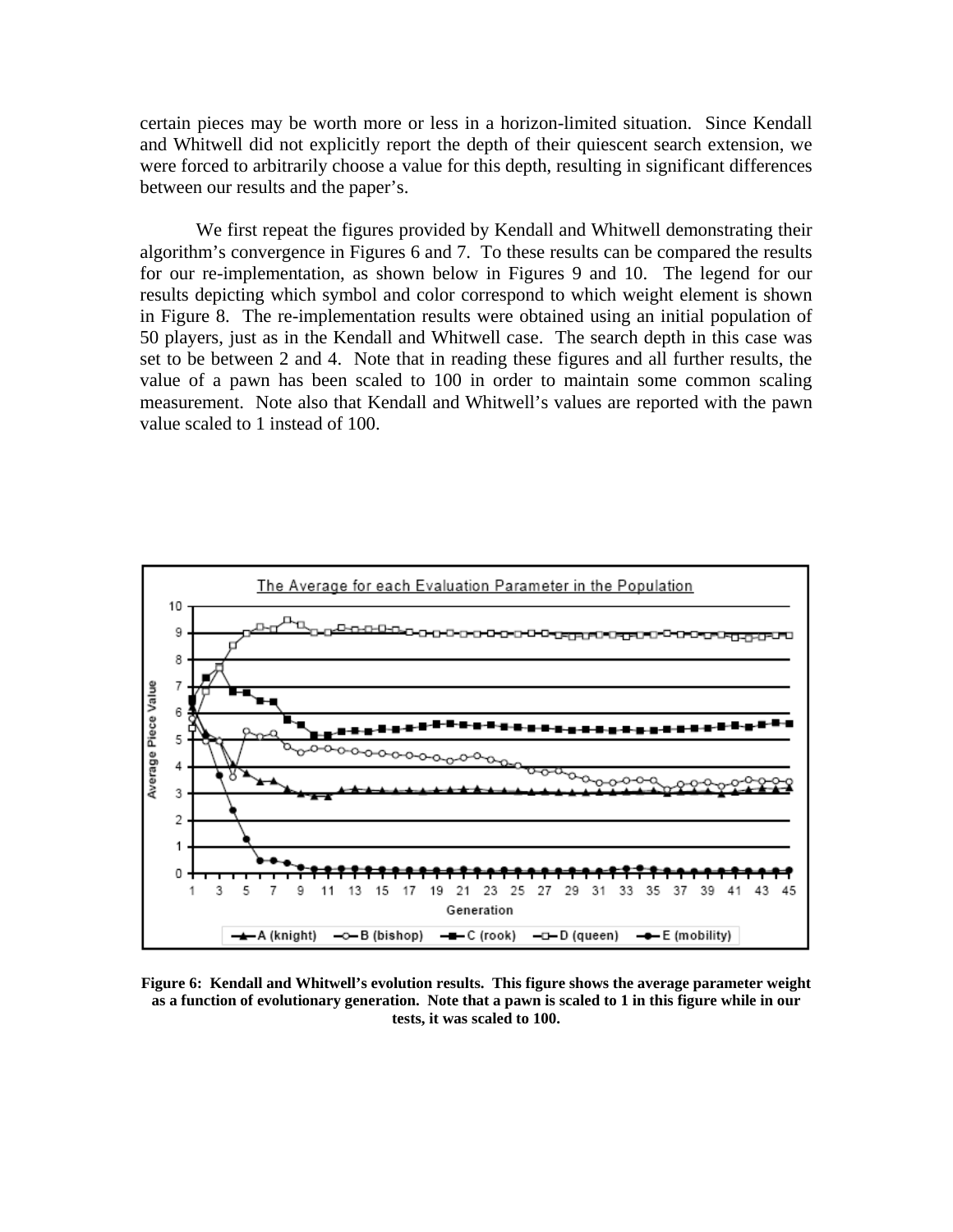certain pieces may be worth more or less in a horizon-limited situation. Since Kendall and Whitwell did not explicitly report the depth of their quiescent search extension, we were forced to arbitrarily choose a value for this depth, resulting in significant differences between our results and the paper's.

We first repeat the figures provided by Kendall and Whitwell demonstrating their algorithm's convergence in Figures 6 and 7. To these results can be compared the results for our re-implementation, as shown below in Figures 9 and 10. The legend for our results depicting which symbol and color correspond to which weight element is shown in Figure 8. The re-implementation results were obtained using an initial population of 50 players, just as in the Kendall and Whitwell case. The search depth in this case was set to be between 2 and 4. Note that in reading these figures and all further results, the value of a pawn has been scaled to 100 in order to maintain some common scaling measurement. Note also that Kendall and Whitwell's values are reported with the pawn value scaled to 1 instead of 100.

**Figure 6: Kendall and Whitwell's evolution results. This figure shows the average parameter weight as a function of evolutionary generation. Note that a pawn is scaled to 1 in this figure while in our tests, it was scaled to 100.**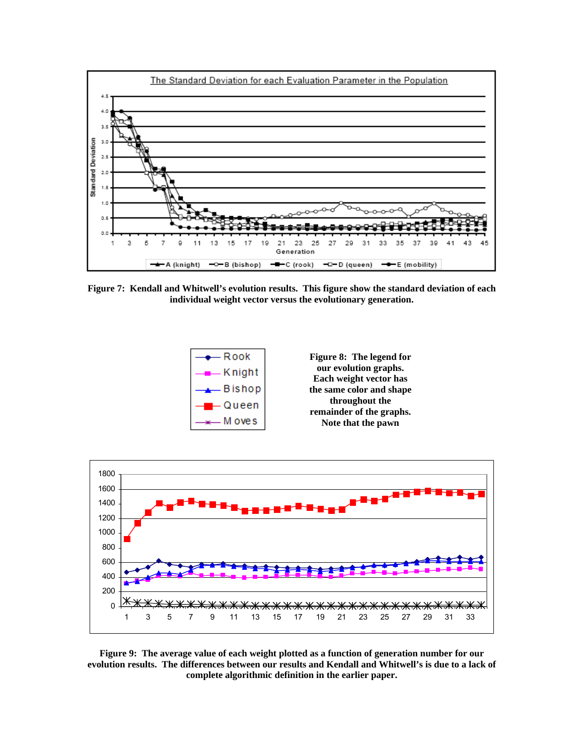**Figure 7: Kendall and Whitwell's evolution results. This figure show the standard deviation of each individual weight vector versus the evolutionary generation.**

**Figure 8: The legend for our evolution graphs. Each weight vector has the same color and shape throughout the remainder of the graphs. Note that the pawn**

**Figure 9: The average value of each weight plotted as a function of generation number for our evolution results. The differences between our results and Kendall and Whitwell's is due to a lack of complete algorithmic definition in the earlier paper.**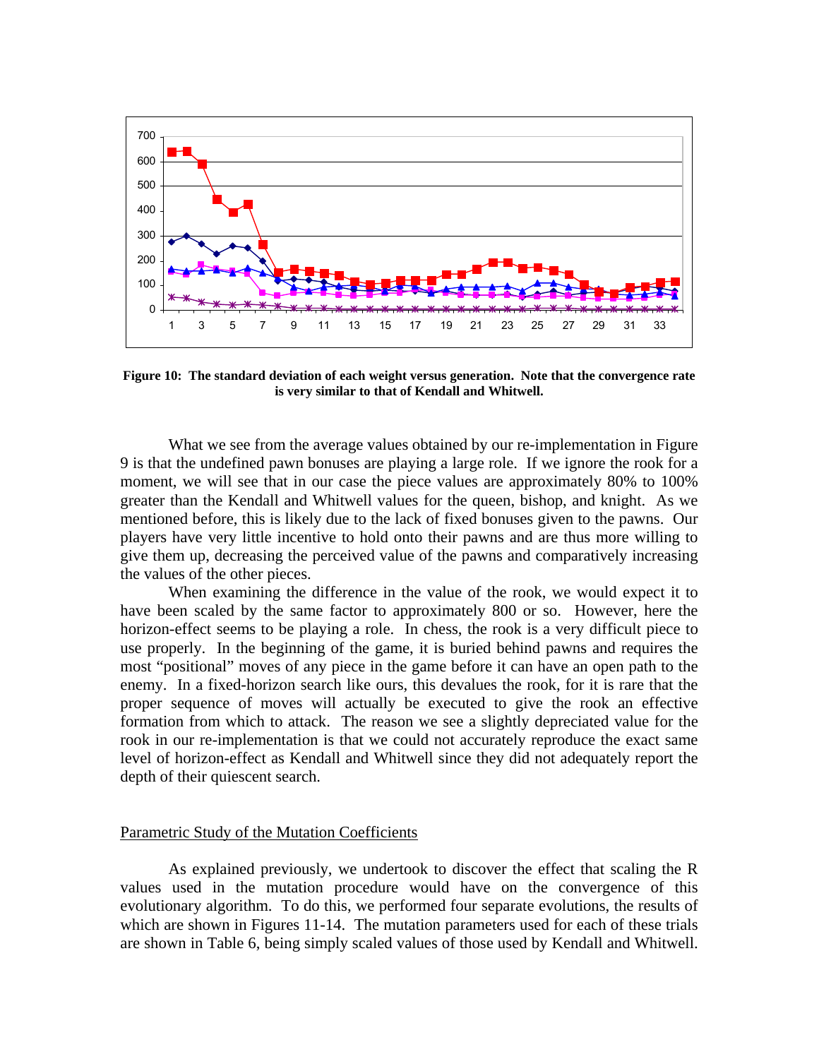**Figure 10: The standard deviation of each weight versus generation. Note that the convergence rate is very similar to that of Kendall and Whitwell.**

What we see from the average values obtained by our re-implementation in Figure 9 is that the undefined pawn bonuses are playing a large role. If we ignore the rook for a moment, we will see that in our case the piece values are approximately 80% to 100% greater than the Kendall and Whitwell values for the queen, bishop, and knight. As we mentioned before, this is likely due to the lack of fixed bonuses given to the pawns. Our players have very little incentive to hold onto their pawns and are thus more willing to give them up, decreasing the perceived value of the pawns and comparatively increasing the values of the other pieces.

When examining the difference in the value of the rook, we would expect it to have been scaled by the same factor to approximately 800 or so. However, here the horizon-effect seems to be playing a role. In chess, the rook is a very difficult piece to use properly. In the beginning of the game, it is buried behind pawns and requires the most "positional" moves of any piece in the game before it can have an open path to the enemy. In a fixed-horizon search like ours, this devalues the rook, for it is rare that the proper sequence of moves will actually be executed to give the rook an effective formation from which to attack. The reason we see a slightly depreciated value for the rook in our re-implementation is that we could not accurately reproduce the exact same level of horizon-effect as Kendall and Whitwell since they did not adequately report the depth of their quiescent search.

## Parametric Study of the Mutation Coefficients

As explained previously, we undertook to discover the effect that scaling the R values used in the mutation procedure would have on the convergence of this evolutionary algorithm. To do this, we performed four separate evolutions, the results of which are shown in Figures 11-14. The mutation parameters used for each of these trials are shown in Table 6, being simply scaled values of those used by Kendall and Whitwell.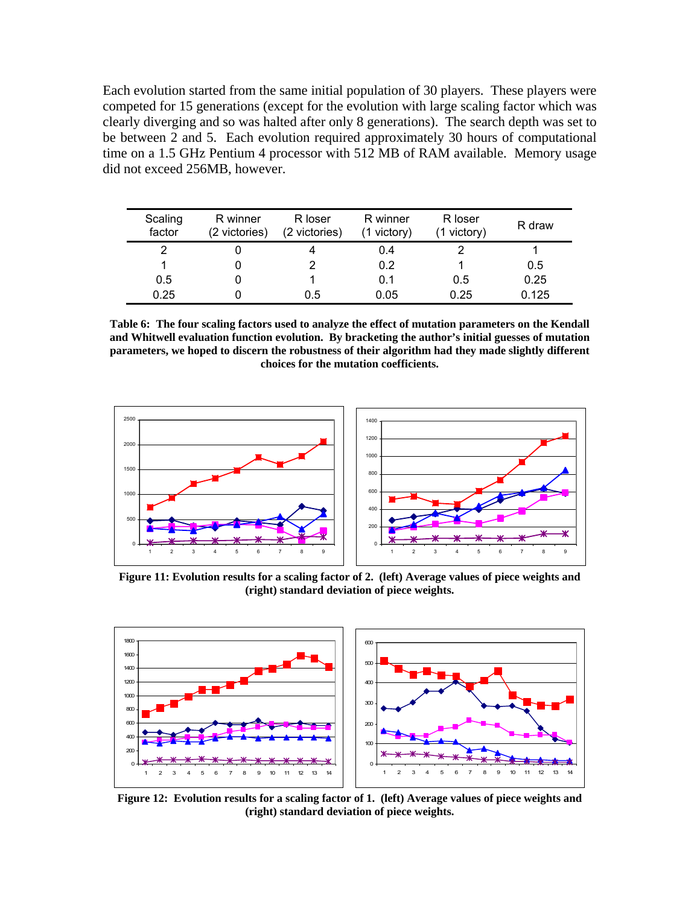Each evolution started from the same initial population of 30 players. These players were competed for 15 generations (except for the evolution with large scaling factor which was clearly diverging and so was halted after only 8 generations). The search depth was set to be between 2 and 5. Each evolution required approximately 30 hours of computational time on a 1.5 GHz Pentium 4 processor with 512 MB of RAM available. Memory usage did not exceed 256MB, however.

| Scaling factor | R winner (2 victories) | R loser (2 victories) | R winner (1 victory) | R loser (1 victory) | R draw |
|---|---|---|---|---|---|
| 2 | 0 | 4 | 0.4 | 2 | 1 |
| 1 | 0 | 2 | 0.2 | 1 | 0.5 |
| 0.5 | 0 | 1 | 0.1 | 0.5 | 0.25 |
| 0.25 | 0 | 0.5 | 0.05 | 0.25 | 0.125 |

**Table 6: The four scaling factors used to analyze the effect of mutation parameters on the Kendall and Whitwell evaluation function evolution. By bracketing the author's initial guesses of mutation parameters, we hoped to discern the robustness of their algorithm had they made slightly different choices for the mutation coefficients.**

**Figure 11: Evolution results for a scaling factor of 2. (left) Average values of piece weights and (right) standard deviation of piece weights.**

**Figure 12: Evolution results for a scaling factor of 1. (left) Average values of piece weights and (right) standard deviation of piece weights.**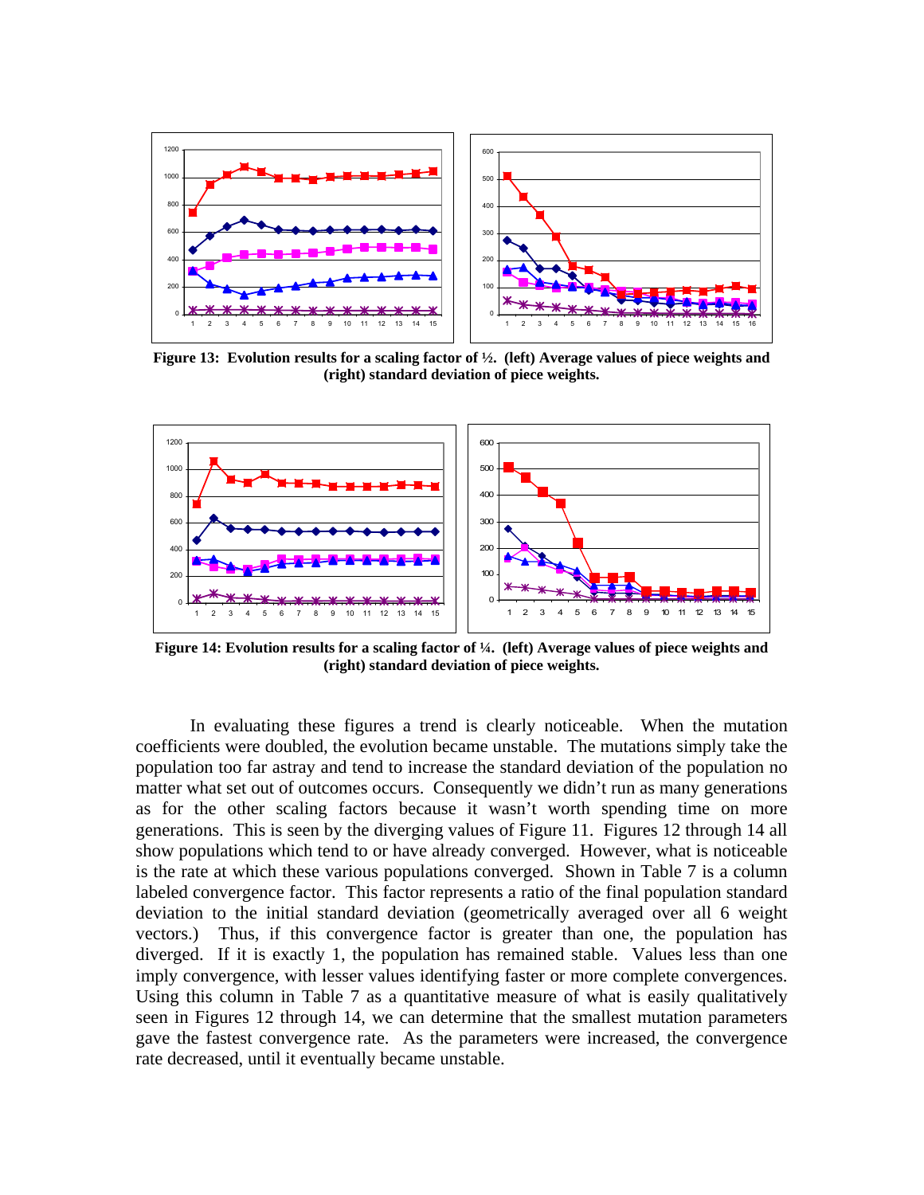**Figure 13: Evolution results for a scaling factor of ½. (left) Average values of piece weights and (right) standard deviation of piece weights.**

**Figure 14: Evolution results for a scaling factor of ¼. (left) Average values of piece weights and (right) standard deviation of piece weights.**

In evaluating these figures a trend is clearly noticeable. When the mutation coefficients were doubled, the evolution became unstable. The mutations simply take the population too far astray and tend to increase the standard deviation of the population no matter what set out of outcomes occurs. Consequently we didn't run as many generations as for the other scaling factors because it wasn't worth spending time on more generations. This is seen by the diverging values of Figure 11. Figures 12 through 14 all show populations which tend to or have already converged. However, what is noticeable is the rate at which these various populations converged. Shown in Table 7 is a column labeled convergence factor. This factor represents a ratio of the final population standard deviation to the initial standard deviation (geometrically averaged over all 6 weight vectors.) Thus, if this convergence factor is greater than one, the population has diverged. If it is exactly 1, the population has remained stable. Values less than one imply convergence, with lesser values identifying faster or more complete convergences. Using this column in Table 7 as a quantitative measure of what is easily qualitatively seen in Figures 12 through 14, we can determine that the smallest mutation parameters gave the fastest convergence rate. As the parameters were increased, the convergence rate decreased, until it eventually became unstable.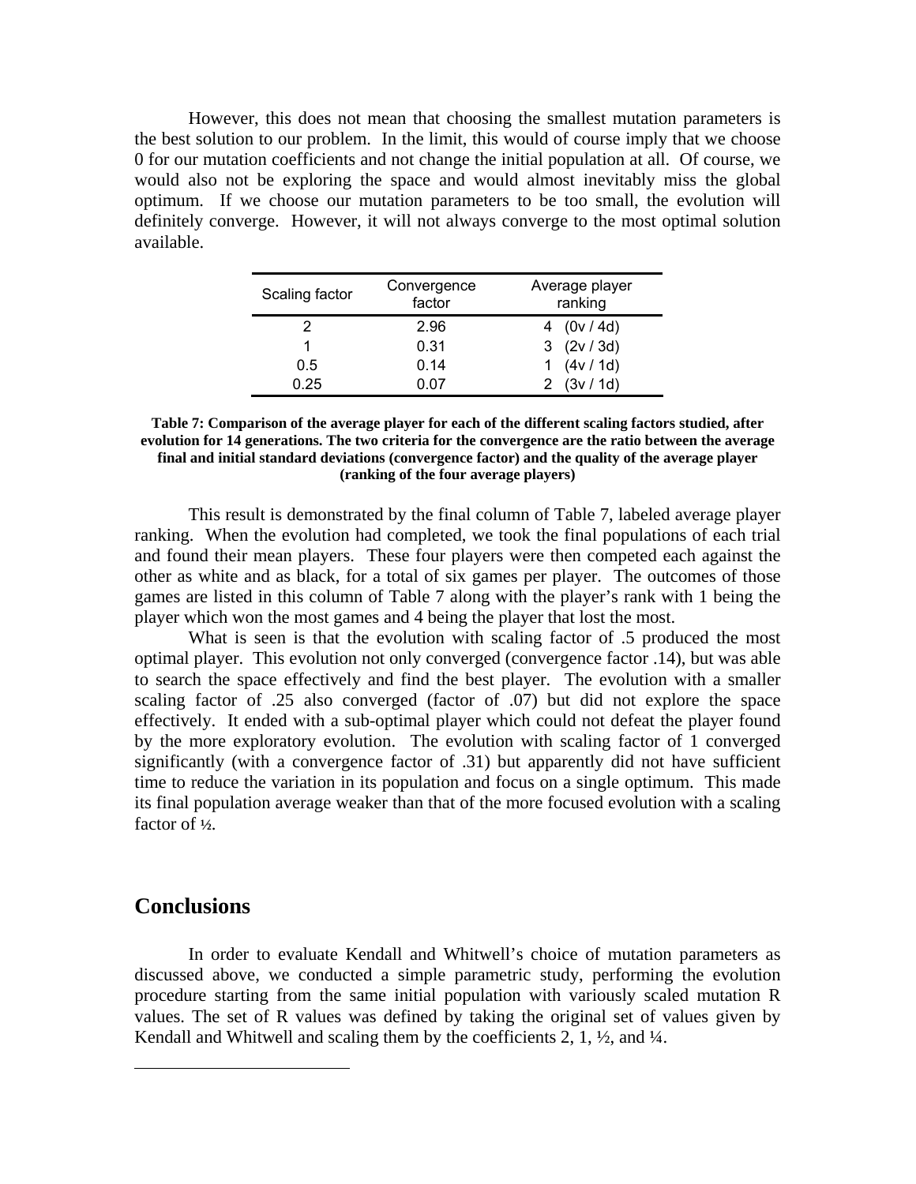However, this does not mean that choosing the smallest mutation parameters is the best solution to our problem. In the limit, this would of course imply that we choose 0 for our mutation coefficients and not change the initial population at all. Of course, we would also not be exploring the space and would almost inevitably miss the global optimum. If we choose our mutation parameters to be too small, the evolution will definitely converge. However, it will not always converge to the most optimal solution available.

| Scaling factor | Convergence factor | Average player ranking |
|---|---|---|
| 2 | 2.96 | 4 (0v / 4d) |
| 1 | 0.31 | 3 (2v / 3d) |
| 0.5 | 0.14 | 1 (4v / 1d) |
| 0.25 | 0.07 | 2 (3v / 1d) |

**Table 7: Comparison of the average player for each of the different scaling factors studied, after evolution for 14 generations. The two criteria for the convergence are the ratio between the average final and initial standard deviations (convergence factor) and the quality of the average player (ranking of the four average players)**

This result is demonstrated by the final column of Table 7, labeled average player ranking. When the evolution had completed, we took the final populations of each trial and found their mean players. These four players were then competed each against the other as white and as black, for a total of six games per player. The outcomes of those games are listed in this column of Table 7 along with the player's rank with 1 being the player which won the most games and 4 being the player that lost the most.

What is seen is that the evolution with scaling factor of .5 produced the most optimal player. This evolution not only converged (convergence factor .14), but was able to search the space effectively and find the best player. The evolution with a smaller scaling factor of .25 also converged (factor of .07) but did not explore the space effectively. It ended with a sub-optimal player which could not defeat the player found by the more exploratory evolution. The evolution with scaling factor of 1 converged significantly (with a convergence factor of .31) but apparently did not have sufficient time to reduce the variation in its population and focus on a single optimum. This made its final population average weaker than that of the more focused evolution with a scaling factor of ½.

## Conclusions

In order to evaluate Kendall and Whitwell's choice of mutation parameters as discussed above, we conducted a simple parametric study, performing the evolution procedure starting from the same initial population with variously scaled mutation R values. The set of R values was defined by taking the original set of values given by Kendall and Whitwell and scaling them by the coefficients 2, 1, ½, and ¼.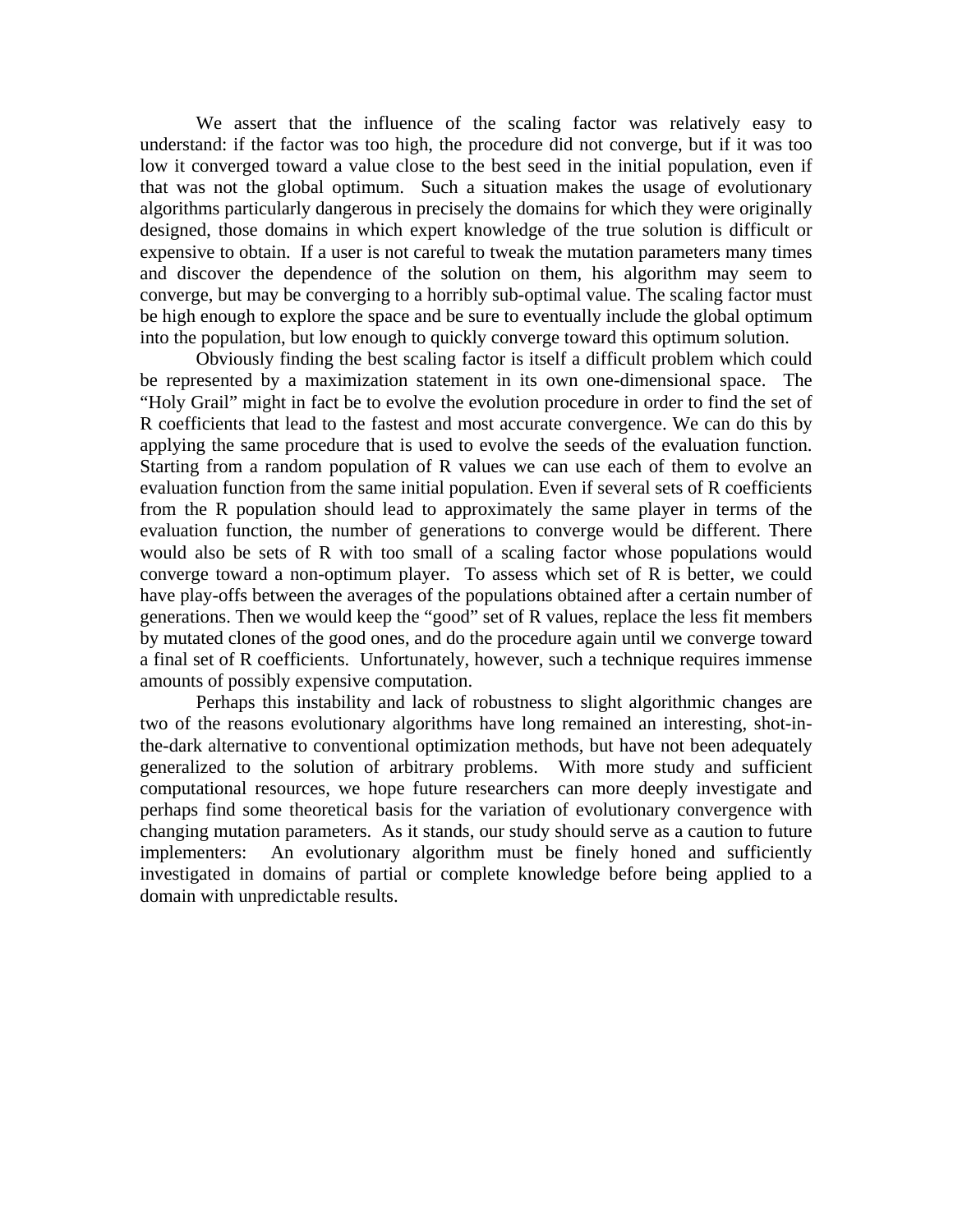We assert that the influence of the scaling factor was relatively easy to understand: if the factor was too high, the procedure did not converge, but if it was too low it converged toward a value close to the best seed in the initial population, even if that was not the global optimum. Such a situation makes the usage of evolutionary algorithms particularly dangerous in precisely the domains for which they were originally designed, those domains in which expert knowledge of the true solution is difficult or expensive to obtain. If a user is not careful to tweak the mutation parameters many times and discover the dependence of the solution on them, his algorithm may seem to converge, but may be converging to a horribly sub-optimal value. The scaling factor must be high enough to explore the space and be sure to eventually include the global optimum into the population, but low enough to quickly converge toward this optimum solution.

Obviously finding the best scaling factor is itself a difficult problem which could be represented by a maximization statement in its own one-dimensional space. The "Holy Grail" might in fact be to evolve the evolution procedure in order to find the set of R coefficients that lead to the fastest and most accurate convergence. We can do this by applying the same procedure that is used to evolve the seeds of the evaluation function. Starting from a random population of R values we can use each of them to evolve an evaluation function from the same initial population. Even if several sets of R coefficients from the R population should lead to approximately the same player in terms of the evaluation function, the number of generations to converge would be different. There would also be sets of R with too small of a scaling factor whose populations would converge toward a non-optimum player. To assess which set of R is better, we could have play-offs between the averages of the populations obtained after a certain number of generations. Then we would keep the "good" set of R values, replace the less fit members by mutated clones of the good ones, and do the procedure again until we converge toward a final set of R coefficients. Unfortunately, however, such a technique requires immense amounts of possibly expensive computation.

Perhaps this instability and lack of robustness to slight algorithmic changes are two of the reasons evolutionary algorithms have long remained an interesting, shot-in-the-dark alternative to conventional optimization methods, but have not been adequately generalized to the solution of arbitrary problems. With more study and sufficient computational resources, we hope future researchers can more deeply investigate and perhaps find some theoretical basis for the variation of evolutionary convergence with changing mutation parameters. As it stands, our study should serve as a caution to future implementers: An evolutionary algorithm must be finely honed and sufficiently investigated in domains of partial or complete knowledge before being applied to a domain with unpredictable results.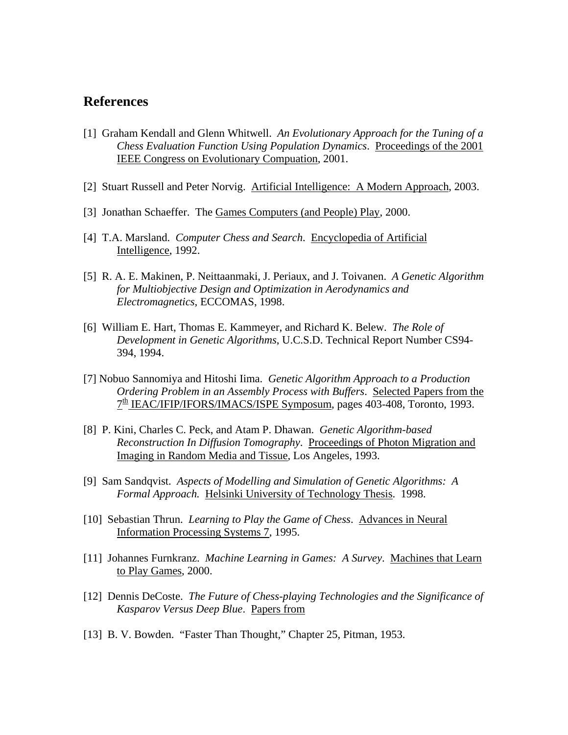## References

[1] Graham Kendall and Glenn Whitwell. *An Evolutionary Approach for the Tuning of a Chess Evaluation Function Using Population Dynamics*. Proceedings of the 2001 IEEE Congress on Evolutionary Compuation, 2001.

[2] Stuart Russell and Peter Norvig. Artificial Intelligence: A Modern Approach, 2003.

[3] Jonathan Schaeffer. The Games Computers (and People) Play, 2000.

[4] T.A. Marsland. *Computer Chess and Search*. Encyclopedia of Artificial Intelligence, 1992.

[5] R. A. E. Makinen, P. Neittaanmaki, J. Periaux, and J. Toivanen. *A Genetic Algorithm for Multiobjective Design and Optimization in Aerodynamics and Electromagnetics*, ECCOMAS, 1998.

[6] William E. Hart, Thomas E. Kammeyer, and Richard K. Belew. *The Role of Development in Genetic Algorithms*, U.C.S.D. Technical Report Number CS94-394, 1994.

[7] Nobuo Sannomiya and Hitoshi Iima. *Genetic Algorithm Approach to a Production Ordering Problem in an Assembly Process with Buffers*. Selected Papers from the 7th IEAC/IFIP/IFORS/IMACS/ISPE Symposum, pages 403-408, Toronto, 1993.

[8] P. Kini, Charles C. Peck, and Atam P. Dhawan. *Genetic Algorithm-based Reconstruction In Diffusion Tomography*. Proceedings of Photon Migration and Imaging in Random Media and Tissue, Los Angeles, 1993.

[9] Sam Sandqvist. *Aspects of Modelling and Simulation of Genetic Algorithms: A Formal Approach.* Helsinki University of Technology Thesis. 1998.

[10] Sebastian Thrun. *Learning to Play the Game of Chess*. Advances in Neural Information Processing Systems 7, 1995.

[11] Johannes Furnkranz. *Machine Learning in Games: A Survey*. Machines that Learn to Play Games, 2000.

[12] Dennis DeCoste. *The Future of Chess-playing Technologies and the Significance of Kasparov Versus Deep Blue*. Papers from

[13] B. V. Bowden. "Faster Than Thought," Chapter 25, Pitman, 1953.